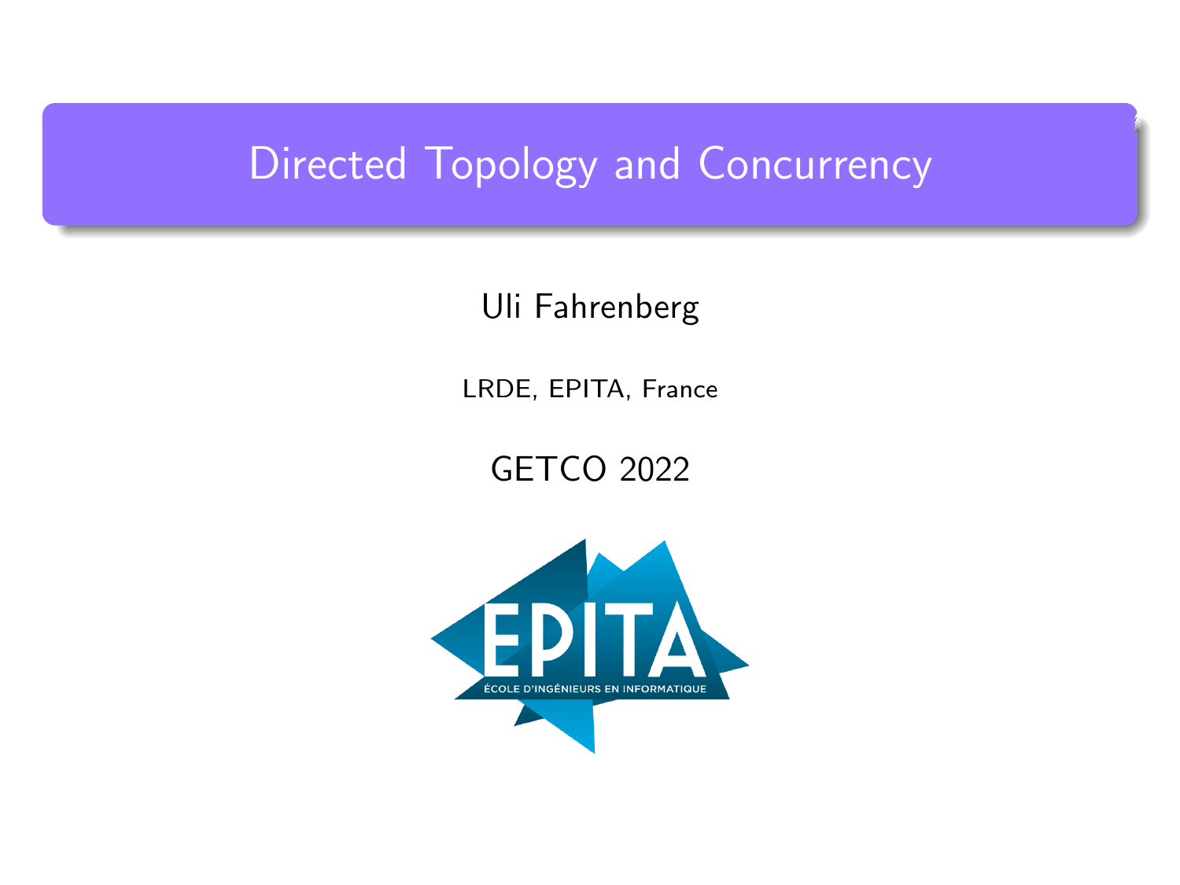# Directed Topology and Concurrency

Uli Fahrenberg

LRDE, EPITA, France

GETCO 2022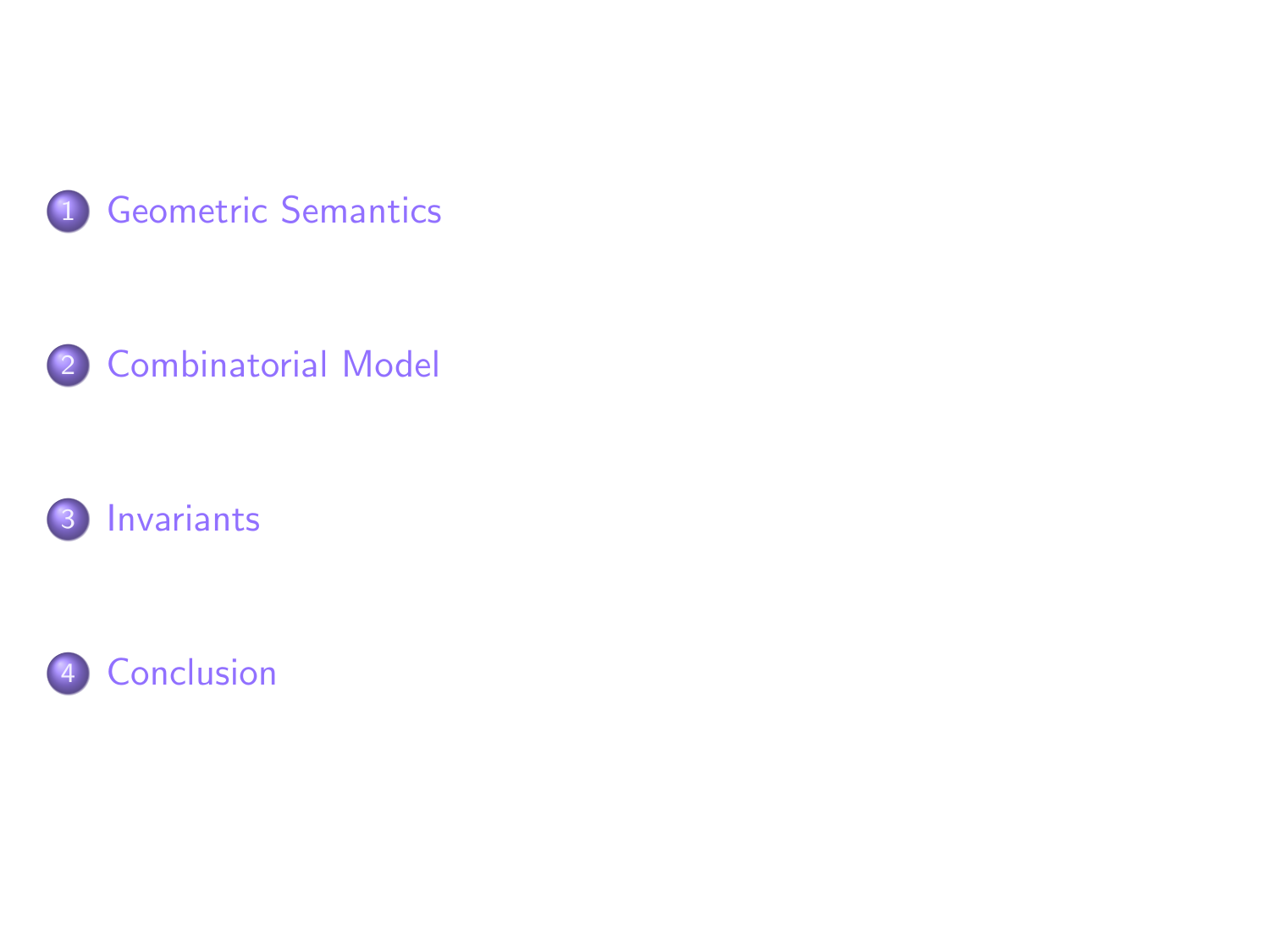1. Geometric Semantics

2. Combinatorial Model

3. Invariants

4. Conclusion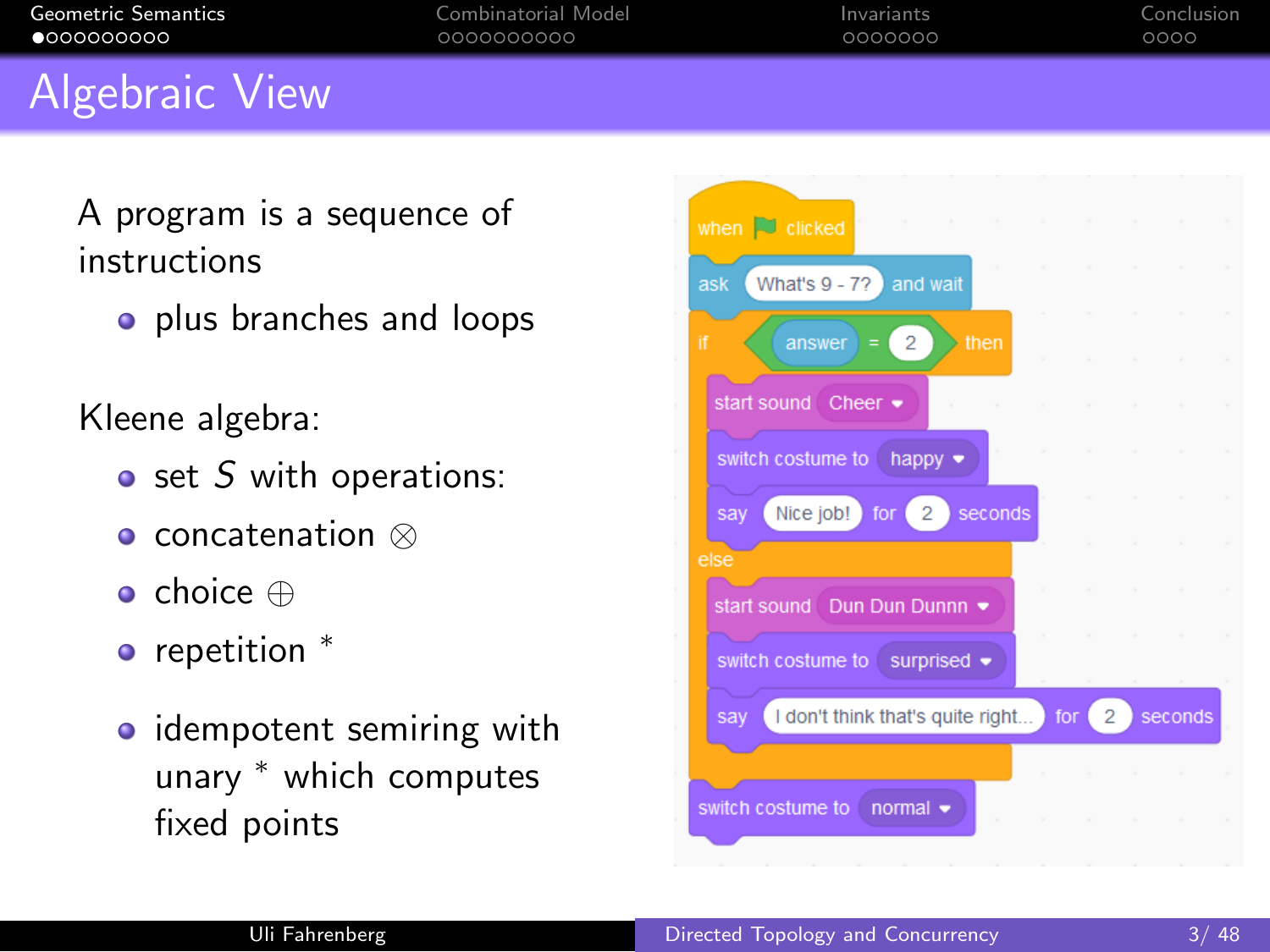# Algebraic View

A program is a sequence of instructions

- plus branches and loops

Kleene algebra:

- set $S$ with operations:
- concatenation $\otimes$
- choice $\oplus$
- repetition $^*$
- idempotent semiring with unary $^*$ which computes fixed points

```
when [flag] clicked
ask (What's 9 - 7?) and wait
if <(answer) = (2)> then
    start sound (Cheer)
    switch costume to (happy)
    say (Nice job!) for (2) seconds
else
    start sound (Dun Dun Dunnn)
    switch costume to (surprised)
    say (I don't think that's quite right...) for (2) seconds
switch costume to (normal)
```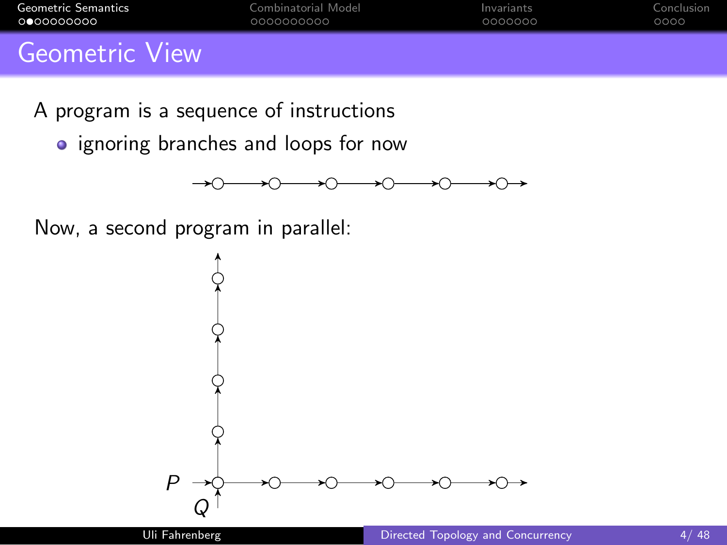# Geometric View

A program is a sequence of instructions

- ignoring branches and loops for now

Now, a second program in parallel:

$P$

$Q$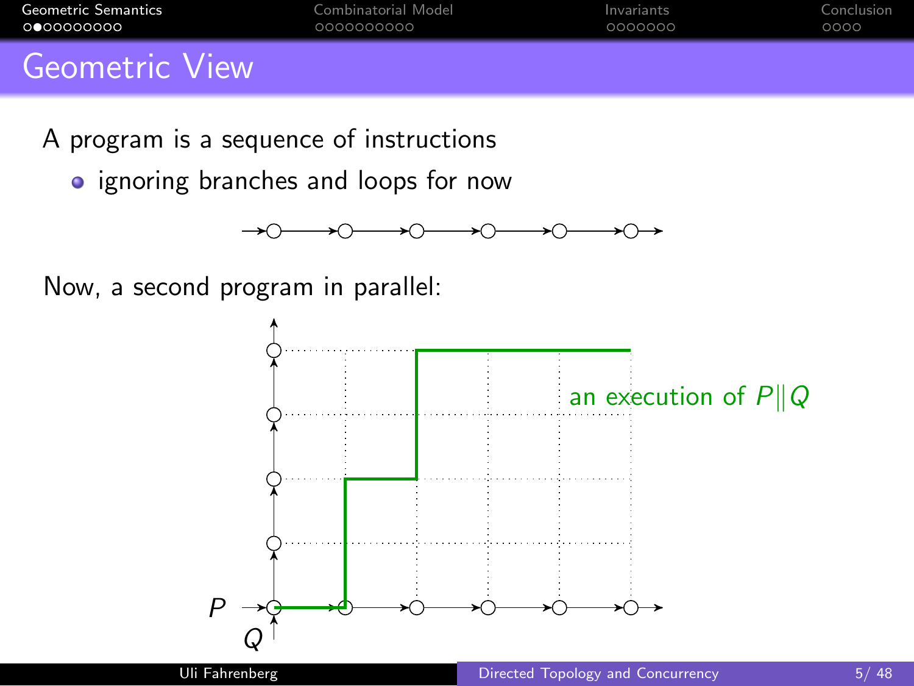# Geometric View

A program is a sequence of instructions

- ignoring branches and loops for now

Now, a second program in parallel:

an execution of $P \| Q$

$P$

$Q$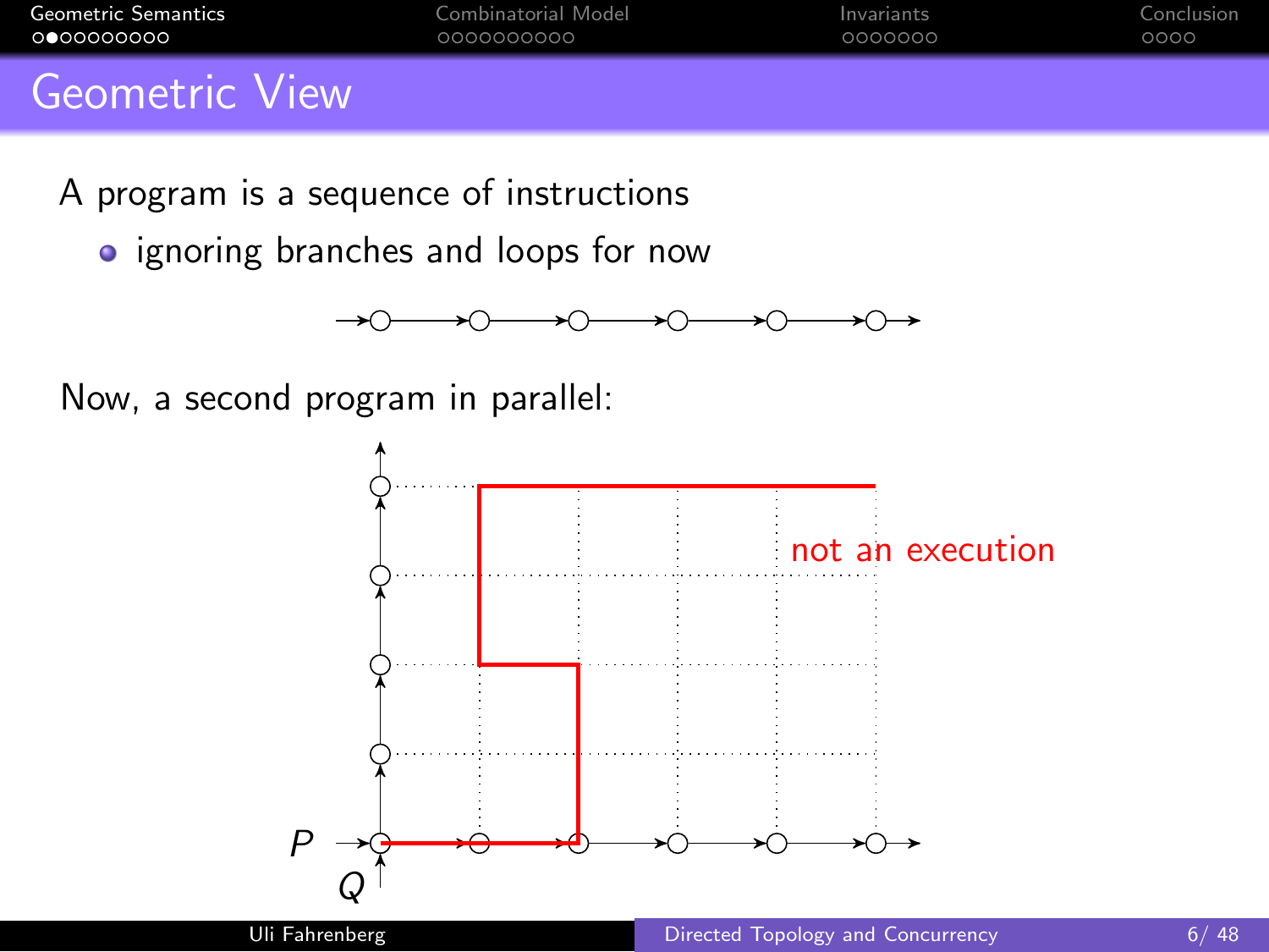# Geometric View

A program is a sequence of instructions

- ignoring branches and loops for now

Now, a second program in parallel:

$P$

$Q$

not an execution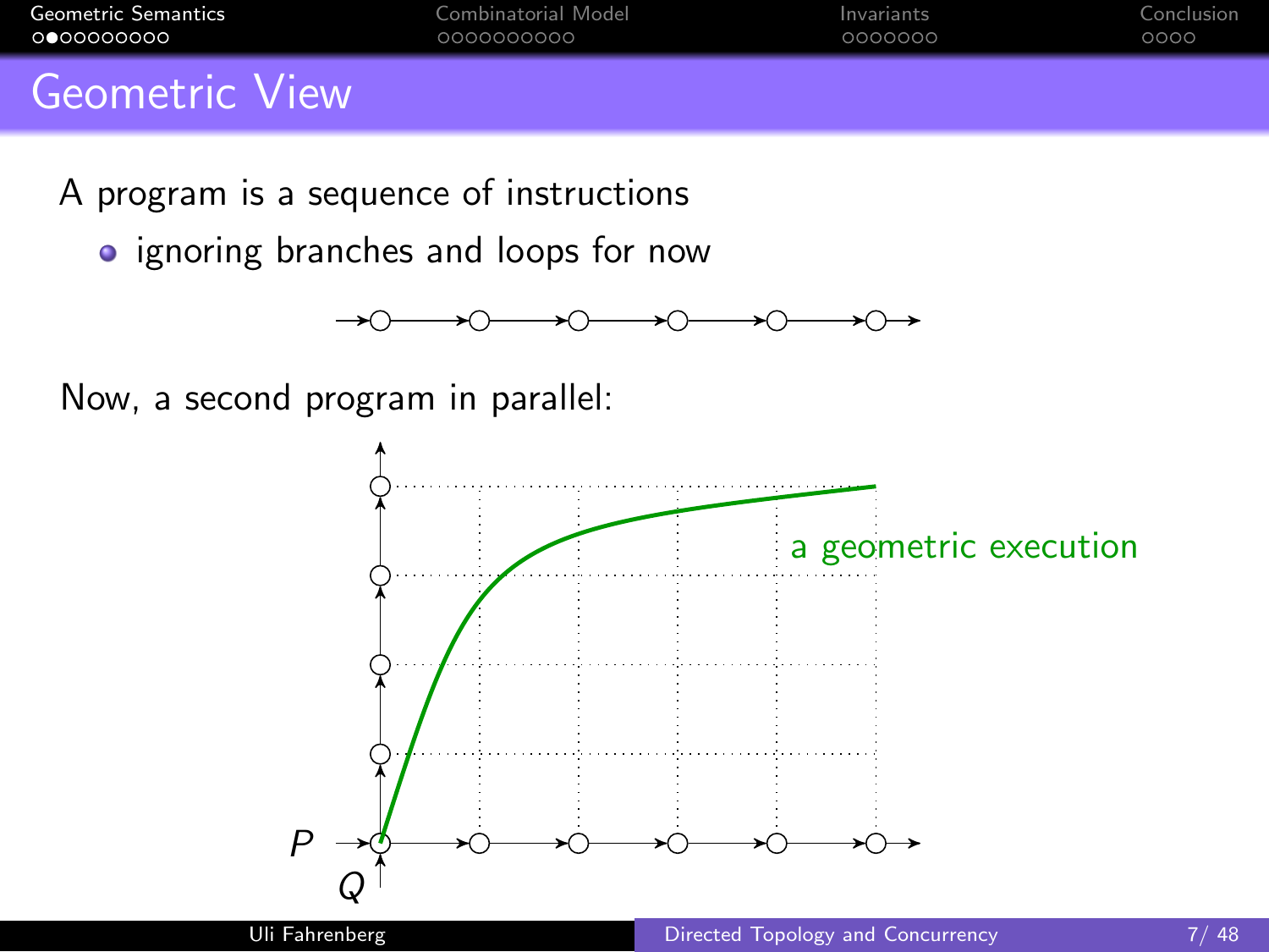# Geometric View

A program is a sequence of instructions

- ignoring branches and loops for now

Now, a second program in parallel:

$P$

$Q$

a geometric execution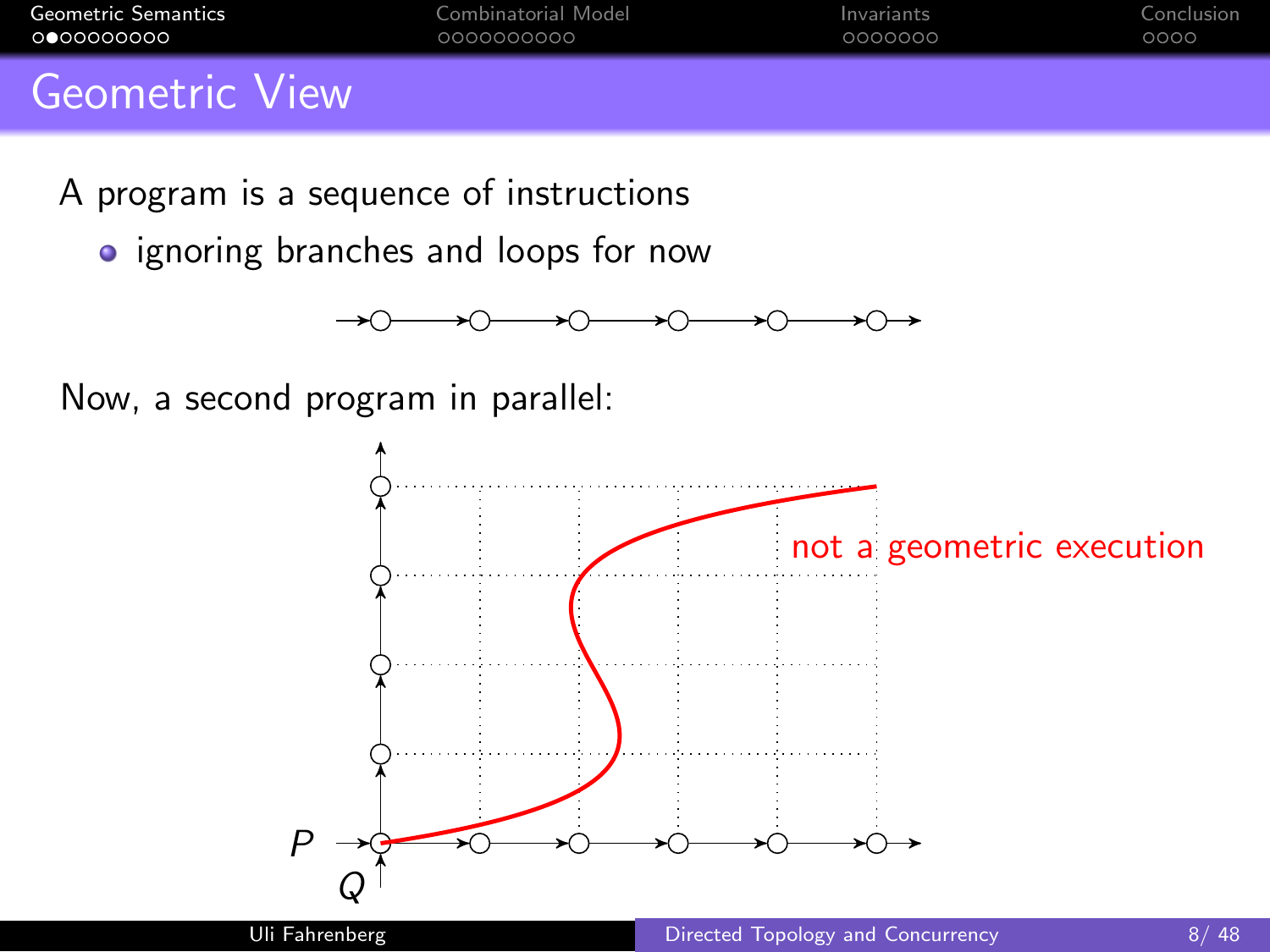# Geometric View

A program is a sequence of instructions

- ignoring branches and loops for now

Now, a second program in parallel:

$P$

$Q$

not a geometric execution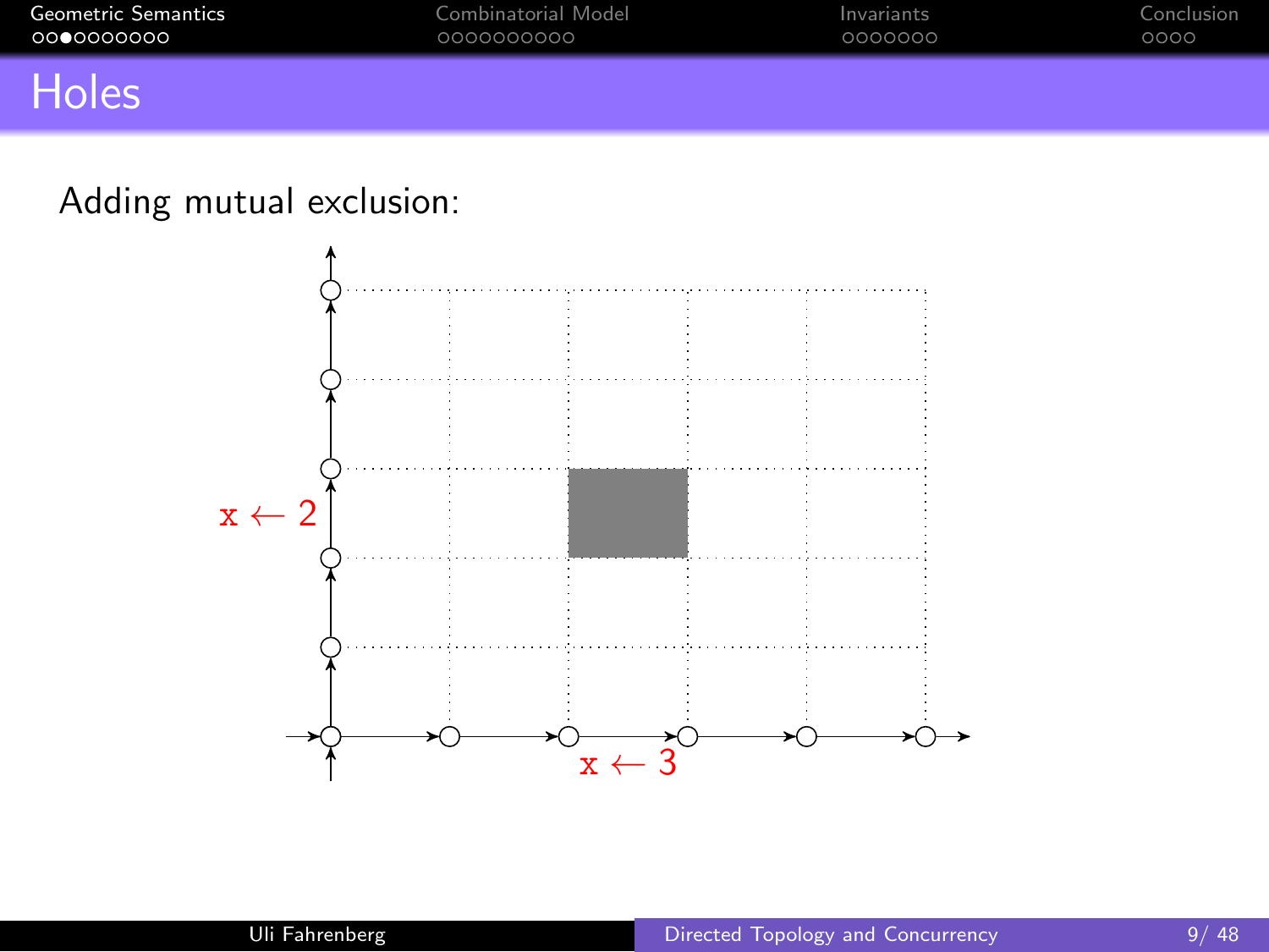# Holes

Adding mutual exclusion:

x ← 2

x ← 3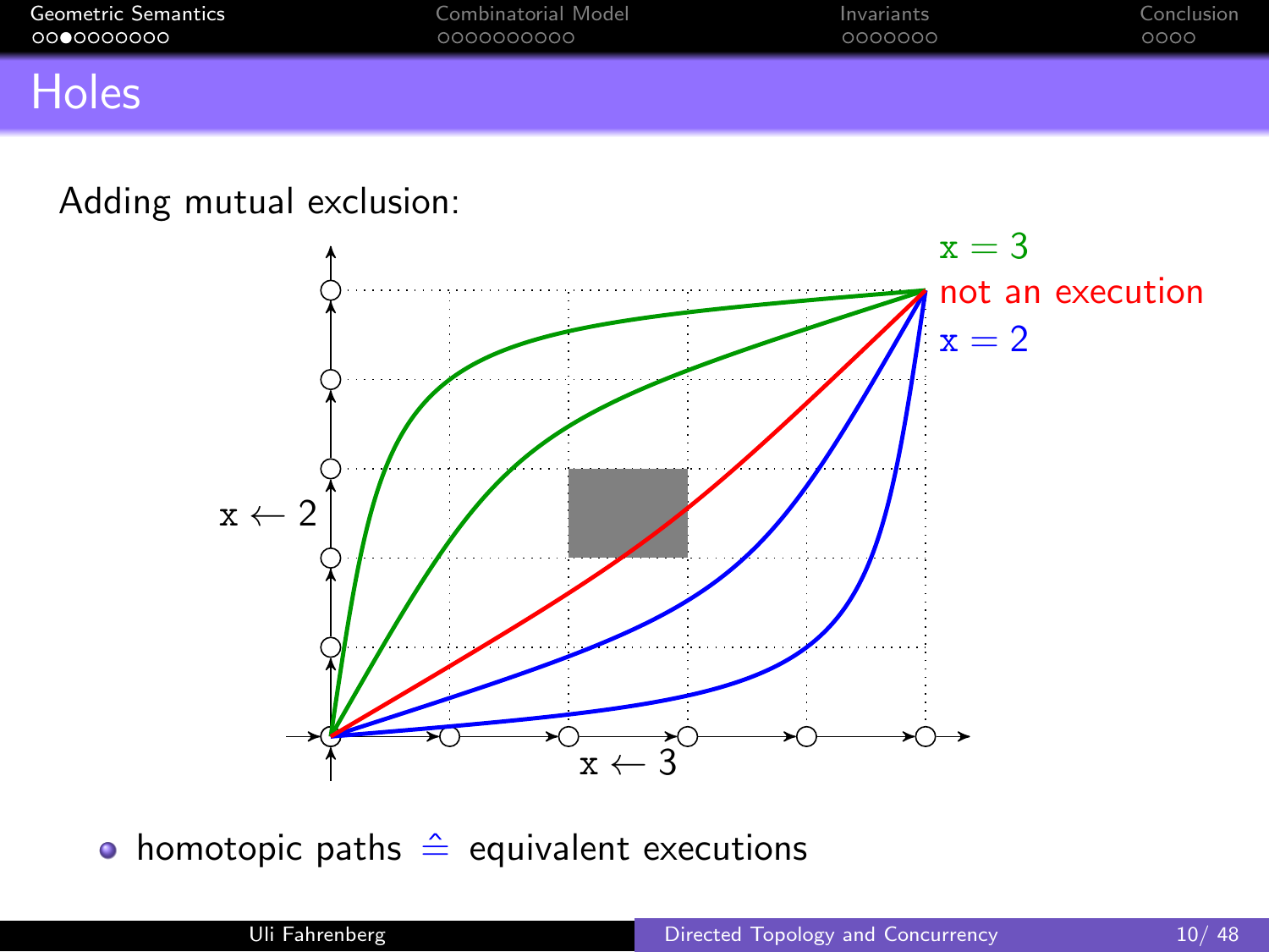# Holes

Adding mutual exclusion:

x = 3

not an execution

x = 2

x ← 2

x ← 3

- homotopic paths $\hat{=}$ equivalent executions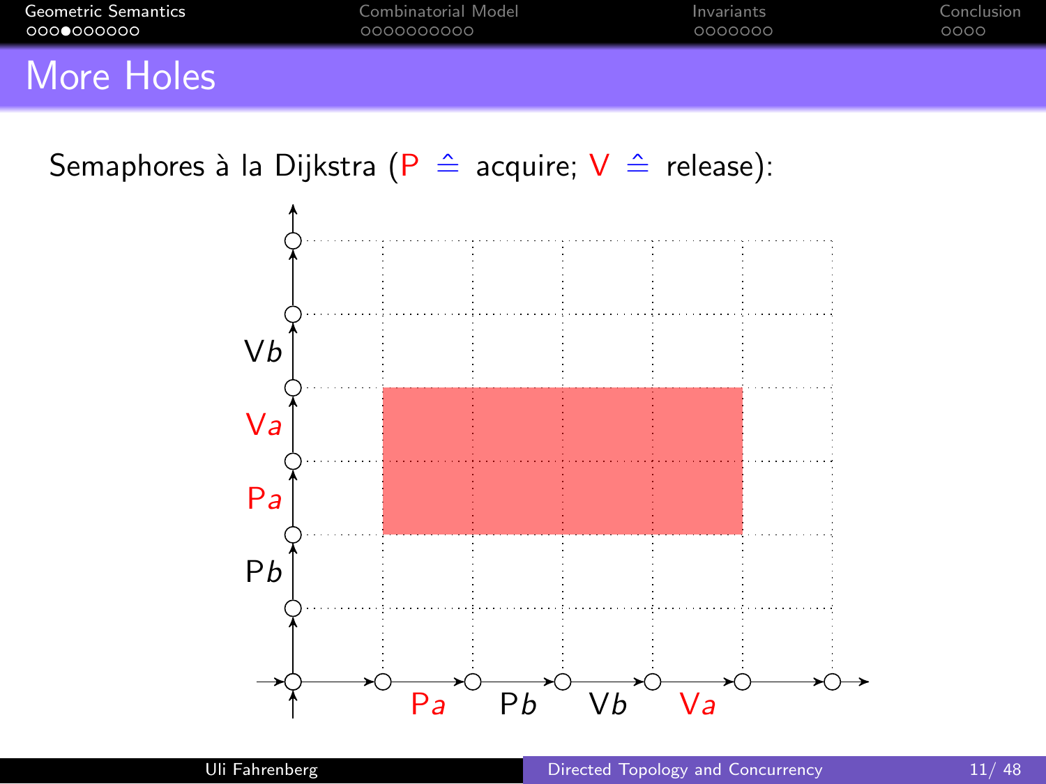# More Holes

Semaphores à la Dijkstra (P $\hat{=}$ acquire; V $\hat{=}$ release):

Vb

Va

Pa

Pb

Pa Pb Vb Va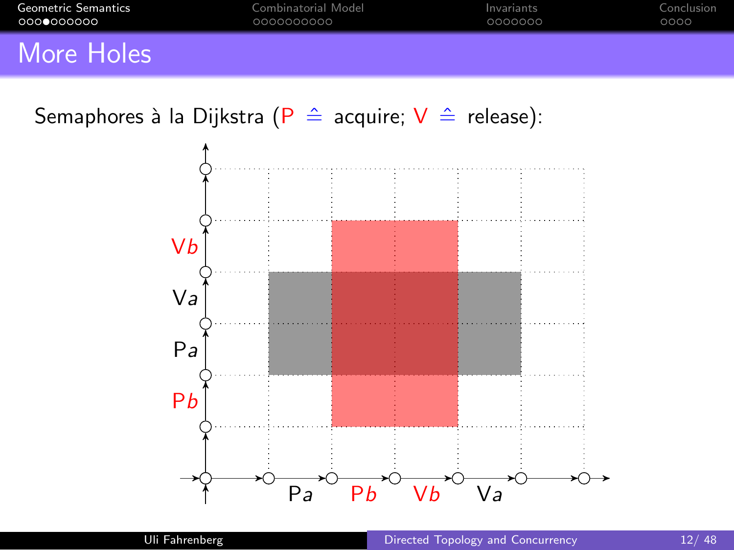# More Holes

Semaphores à la Dijkstra (P $\hat{=}$ acquire; V $\hat{=}$ release):

Vb

Va

Pa

Pb

Pa Pb Vb Va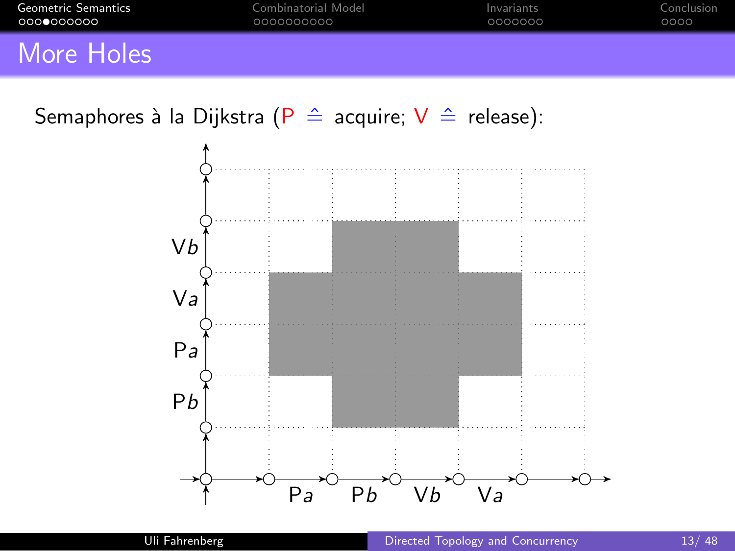# More Holes

Semaphores à la Dijkstra (P $\hat{=}$ acquire; V $\hat{=}$ release):

P$b$

P$a$

V$a$

V$b$

P$a$ P$b$ V$b$ V$a$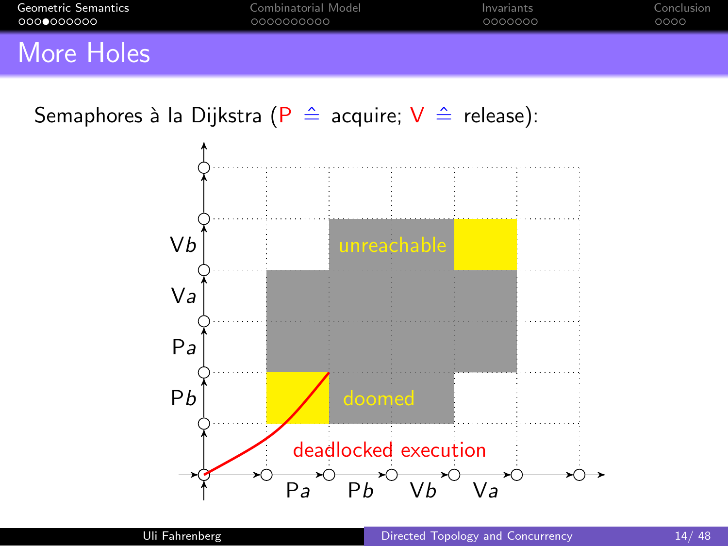# More Holes

Semaphores à la Dijkstra (P $\hat{=}$ acquire; V $\hat{=}$ release):

Pa Pb Vb Va

Pb Pa Va Vb

unreachable

doomed

deadlocked execution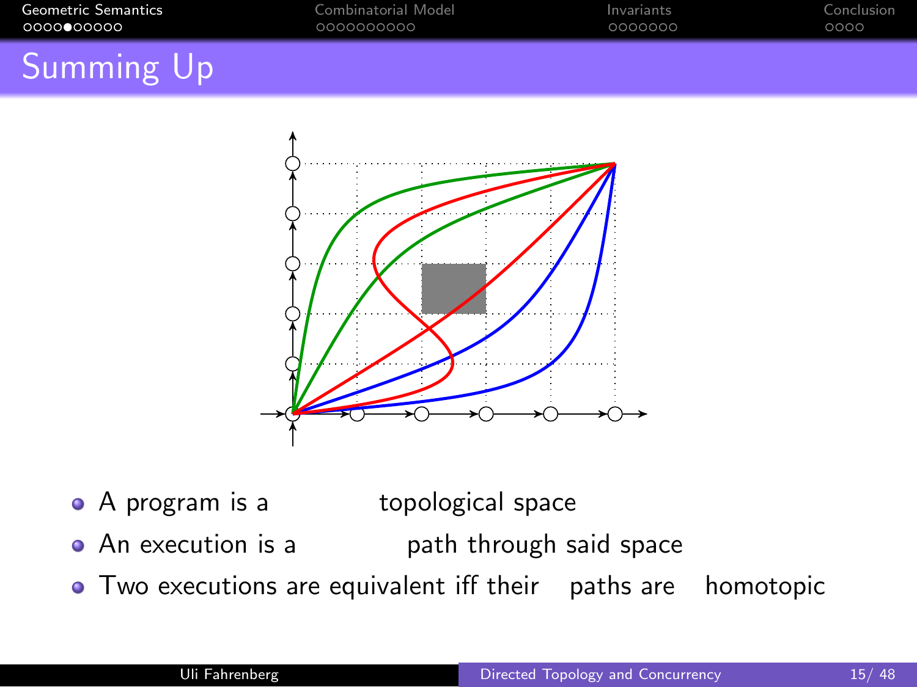# Summing Up

- A program is a topological space
- An execution is a path through said space
- Two executions are equivalent iff their paths are homotopic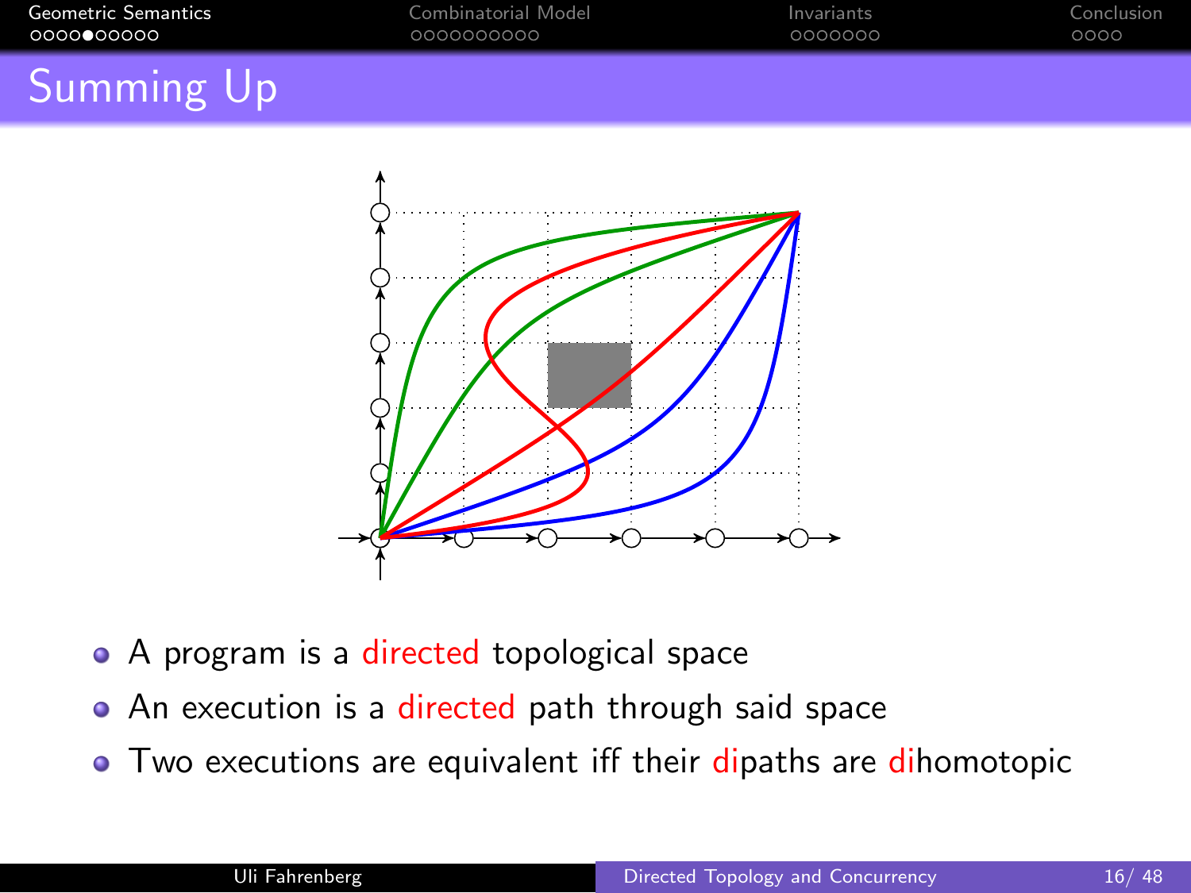## Summing Up

- A program is a directed topological space
- An execution is a directed path through said space
- Two executions are equivalent iff their dipaths are dihomotopic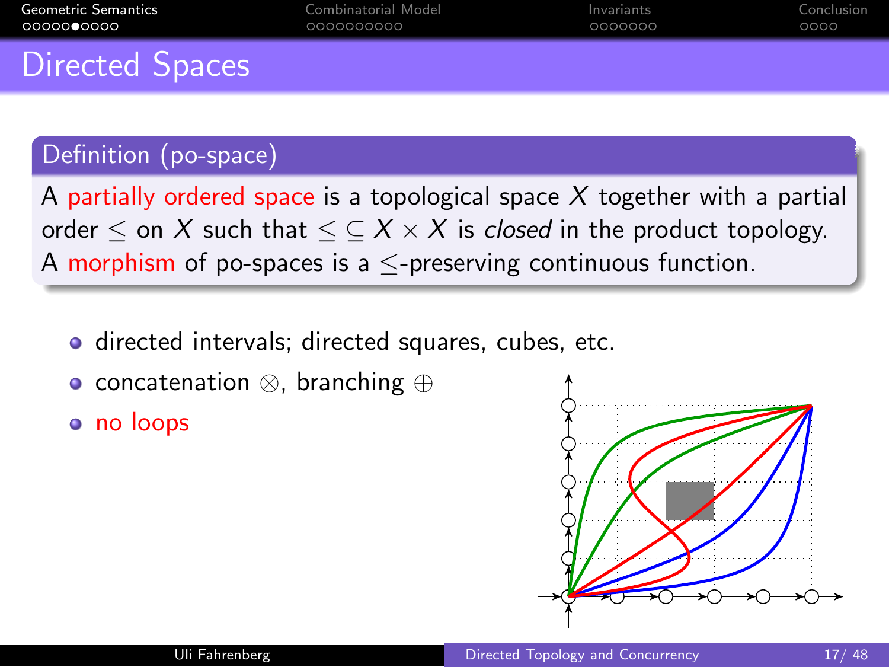# Directed Spaces

**Definition (po-space)**

A partially ordered space is a topological space $X$ together with a partial order $\leq$ on $X$ such that $\leq \subseteq X \times X$ is *closed* in the product topology. A morphism of po-spaces is a $\leq$-preserving continuous function.

- directed intervals; directed squares, cubes, etc.
- concatenation $\otimes$, branching $\oplus$
- no loops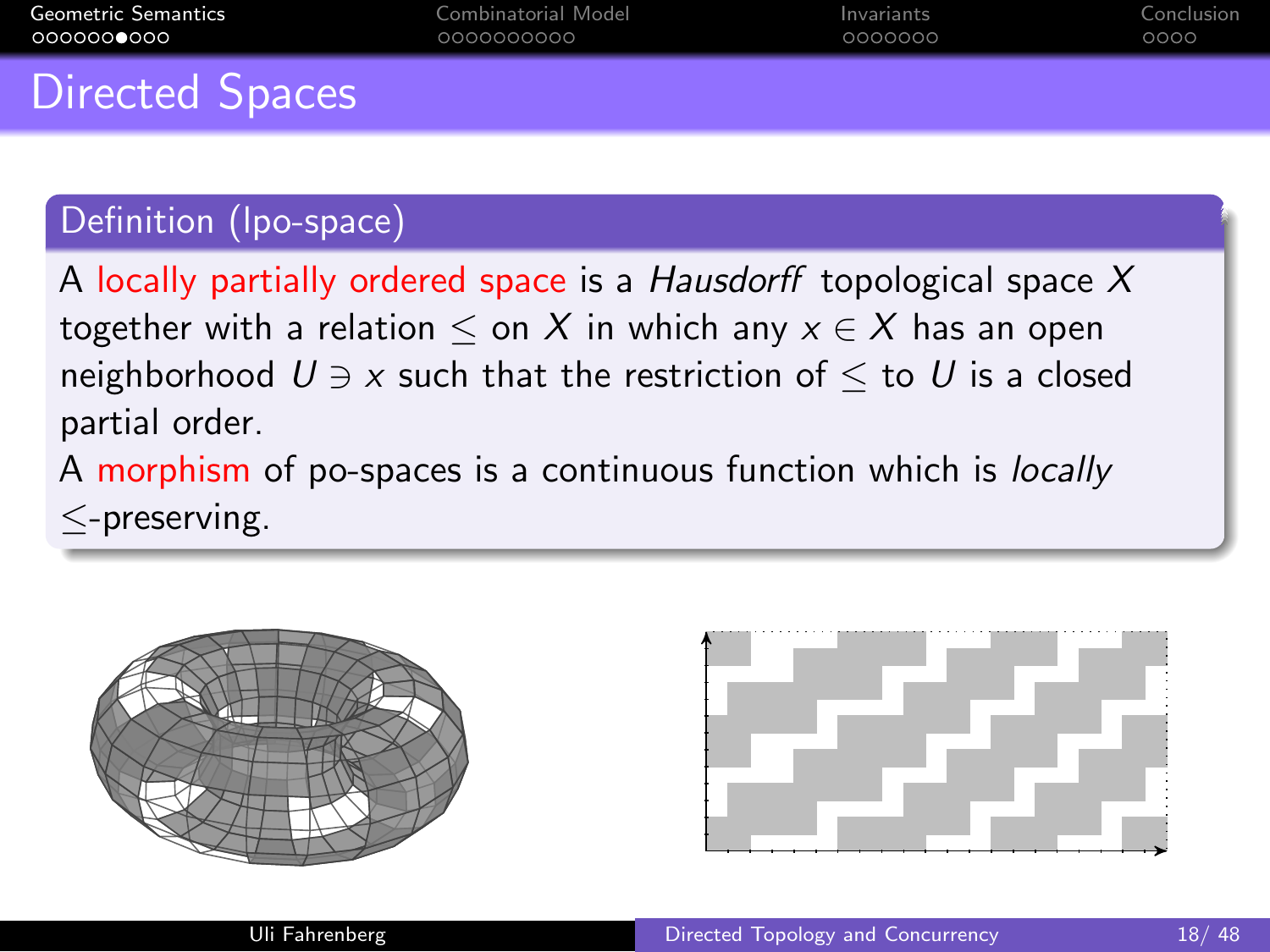# Directed Spaces

**Definition (lpo-space)**

A locally partially ordered space is a *Hausdorff* topological space $X$ together with a relation $\leq$ on $X$ in which any $x \in X$ has an open neighborhood $U \ni x$ such that the restriction of $\leq$ to $U$ is a closed partial order.

A morphism of po-spaces is a continuous function which is *locally* $\leq$-preserving.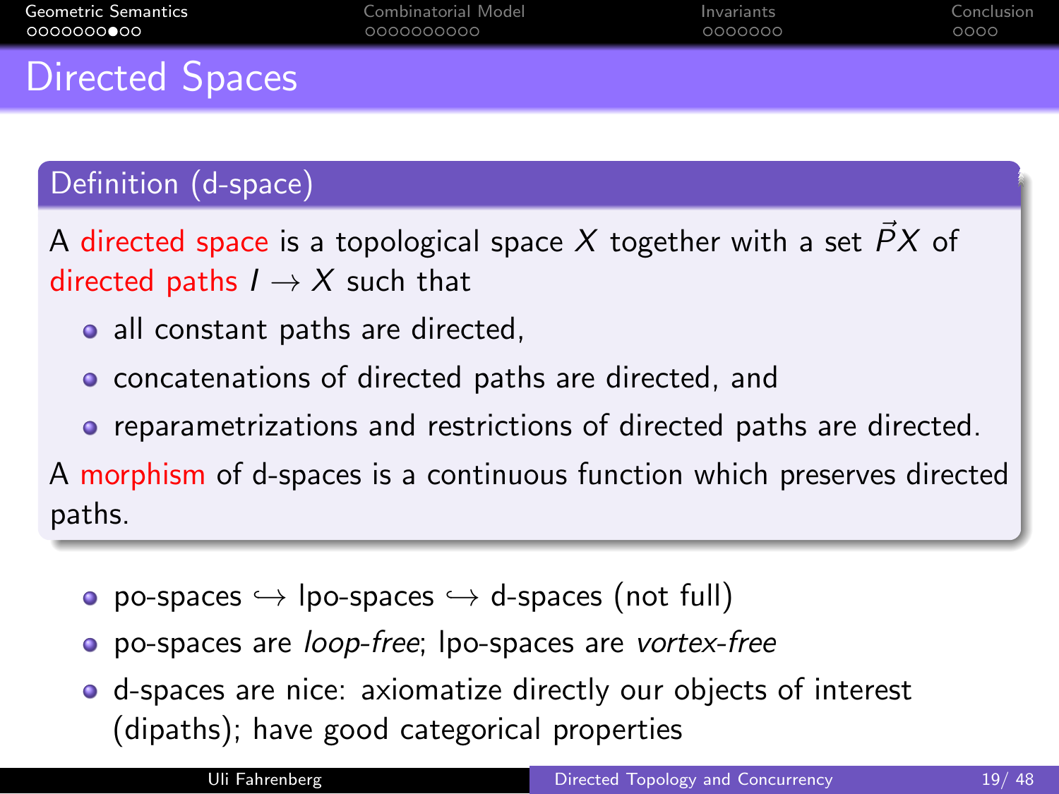# Directed Spaces

**Definition (d-space)**

A directed space is a topological space $X$ together with a set $\vec{P}X$ of directed paths $I \to X$ such that

- all constant paths are directed,
- concatenations of directed paths are directed, and
- reparametrizations and restrictions of directed paths are directed.

A morphism of d-spaces is a continuous function which preserves directed paths.

- po-spaces $\hookrightarrow$ lpo-spaces $\hookrightarrow$ d-spaces (not full)
- po-spaces are *loop-free*; lpo-spaces are *vortex-free*
- d-spaces are nice: axiomatize directly our objects of interest (dipaths); have good categorical properties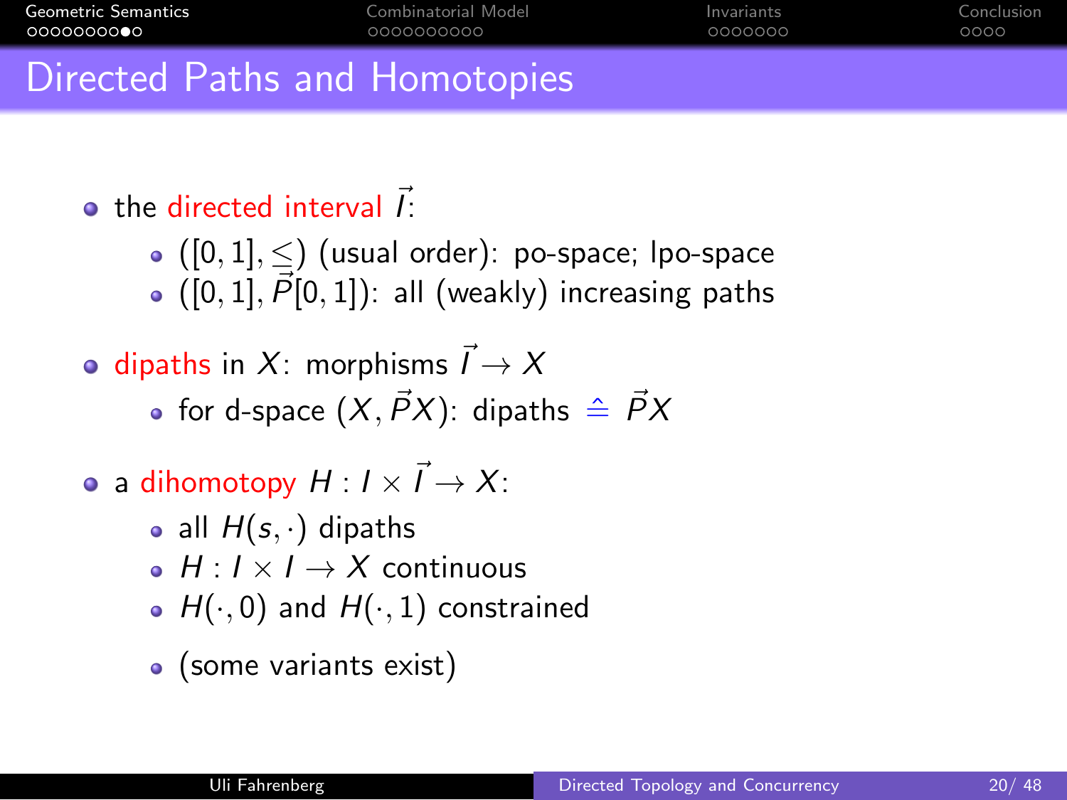# Directed Paths and Homotopies

- the directed interval $\vec{I}$:
  - $([0,1], \leq)$ (usual order): po-space; lpo-space
  - $([0,1], \vec{P}[0,1])$: all (weakly) increasing paths
- dipaths in $X$: morphisms $\vec{I} \to X$
  - for d-space $(X, \vec{P}X)$: dipaths $\hat{=}$ $\vec{P}X$
- a dihomotopy $H : I \times \vec{I} \to X$:
  - all $H(s, \cdot)$ dipaths
  - $H : I \times I \to X$ continuous
  - $H(\cdot, 0)$ and $H(\cdot, 1)$ constrained
  - (some variants exist)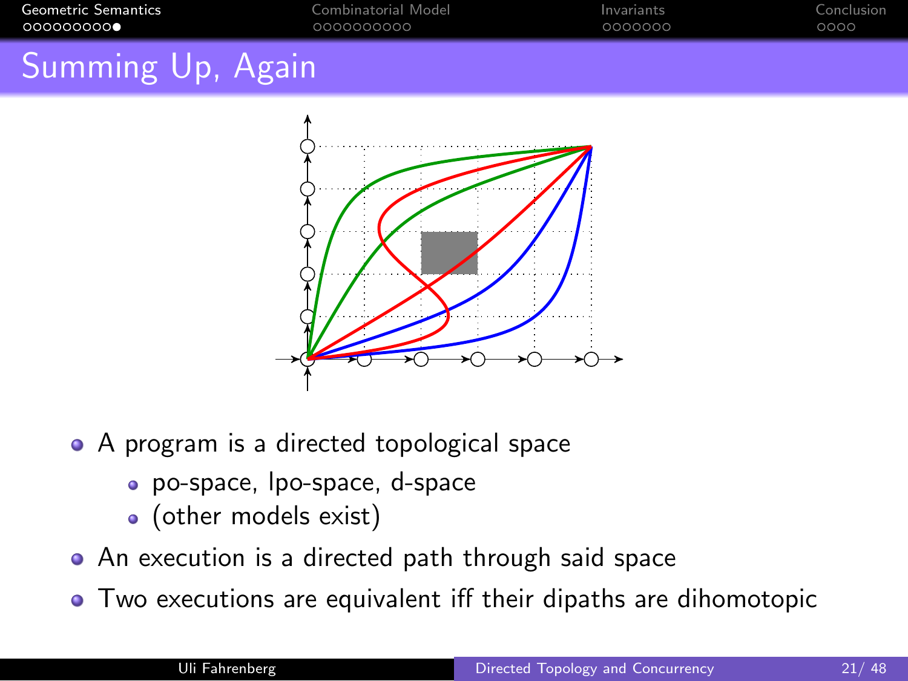## Summing Up, Again

- A program is a directed topological space
  - po-space, lpo-space, d-space
  - (other models exist)
- An execution is a directed path through said space
- Two executions are equivalent iff their dipaths are dihomotopic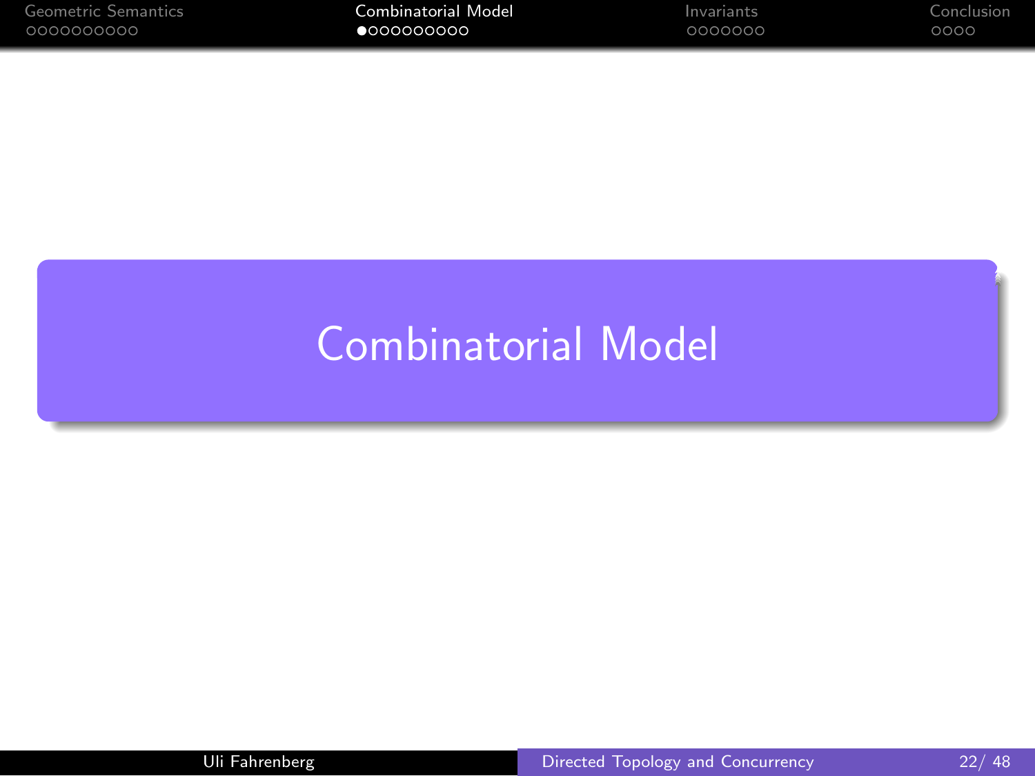# Combinatorial Model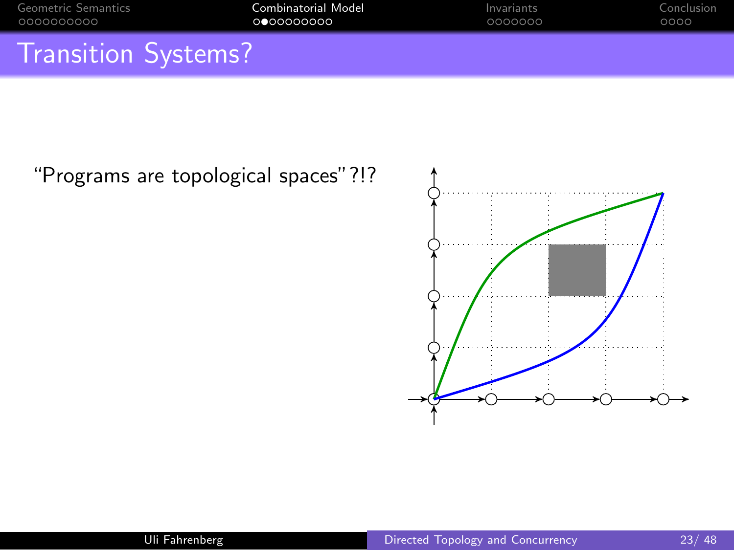# Transition Systems?

"Programs are topological spaces"?!?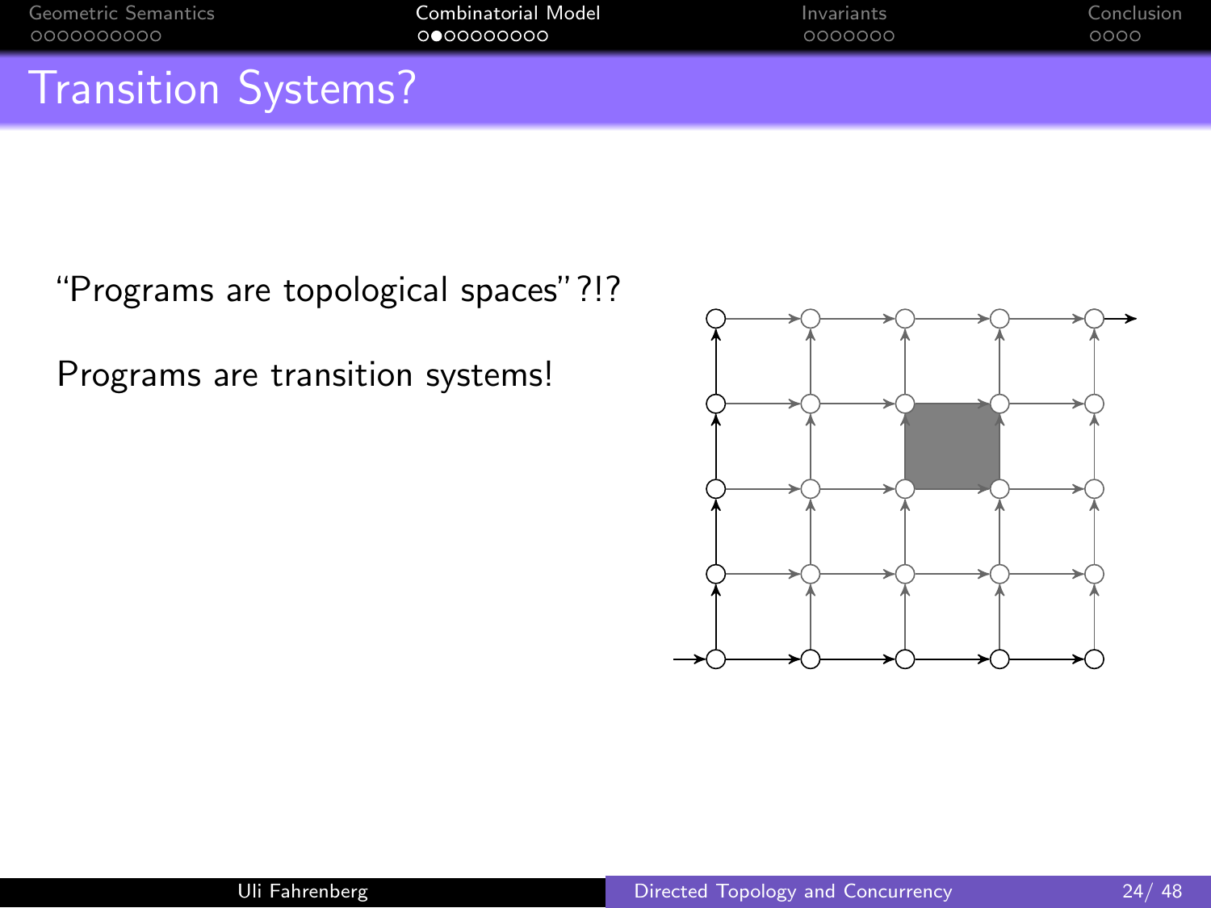# Transition Systems?

"Programs are topological spaces"?!?

Programs are transition systems!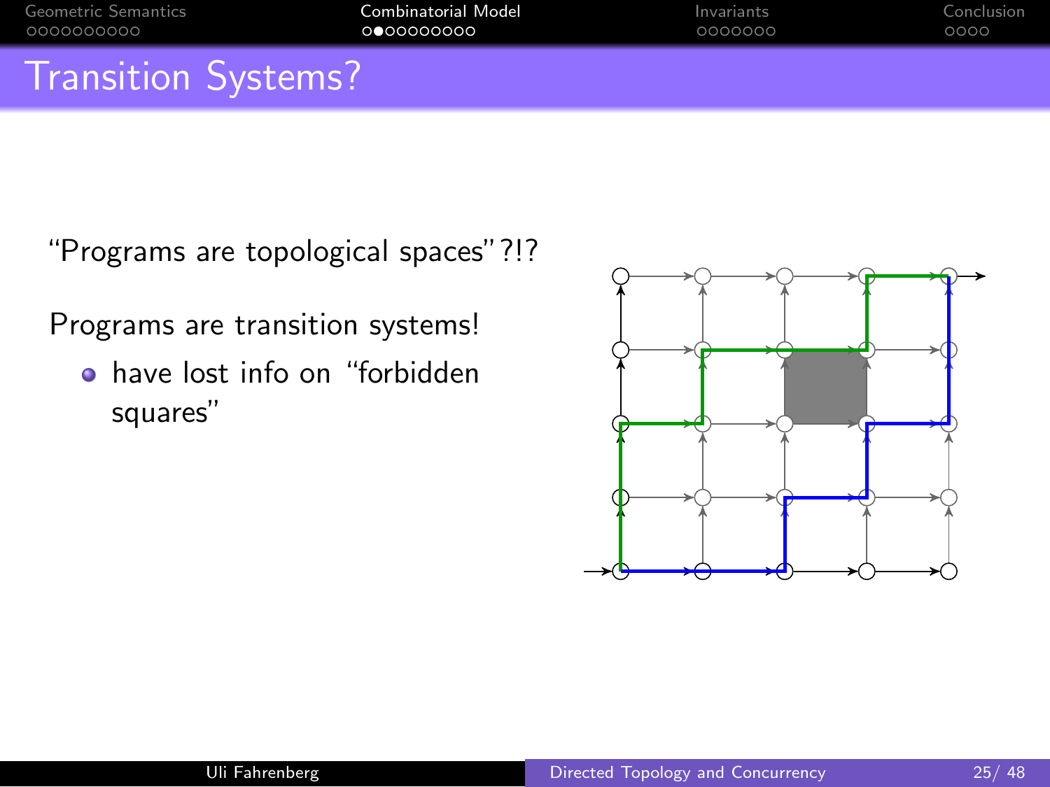# Transition Systems?

"Programs are topological spaces"?!?

Programs are transition systems!

- have lost info on "forbidden squares"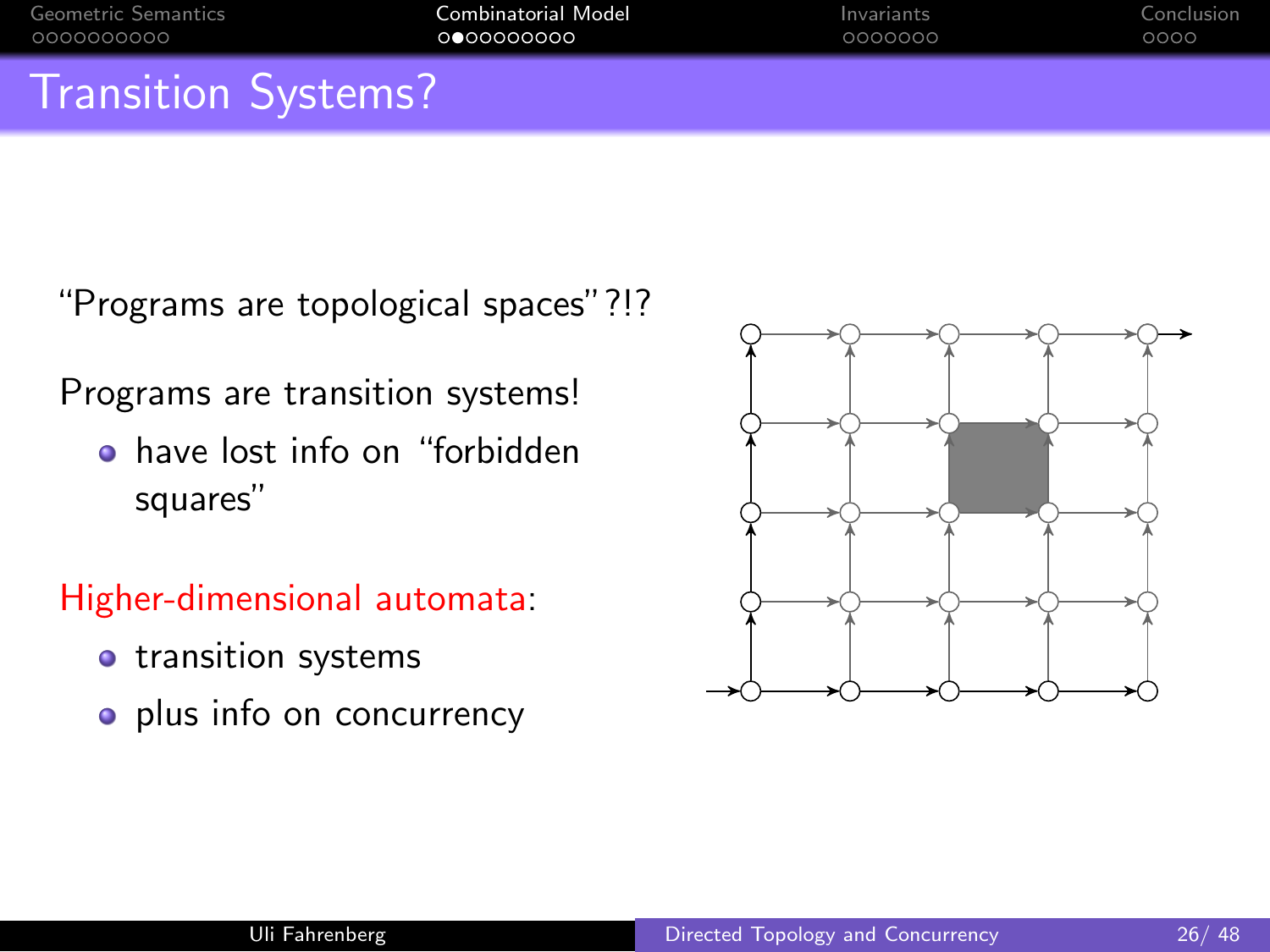# Transition Systems?

“Programs are topological spaces”?!?

Programs are transition systems!

- have lost info on “forbidden squares”

Higher-dimensional automata:

- transition systems
- plus info on concurrency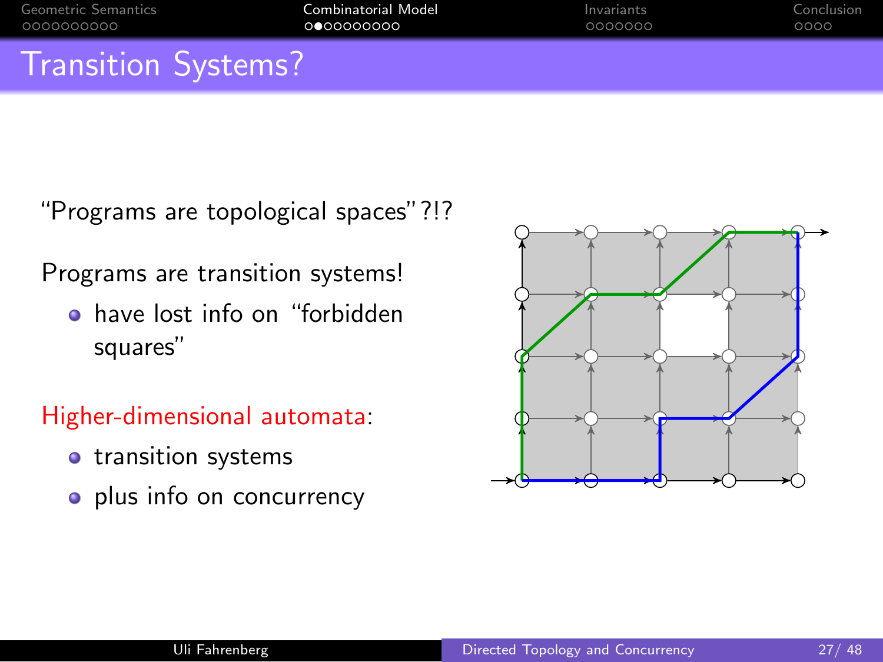# Transition Systems?

“Programs are topological spaces”?!?

Programs are transition systems!

- have lost info on “forbidden squares”

Higher-dimensional automata:

- transition systems
- plus info on concurrency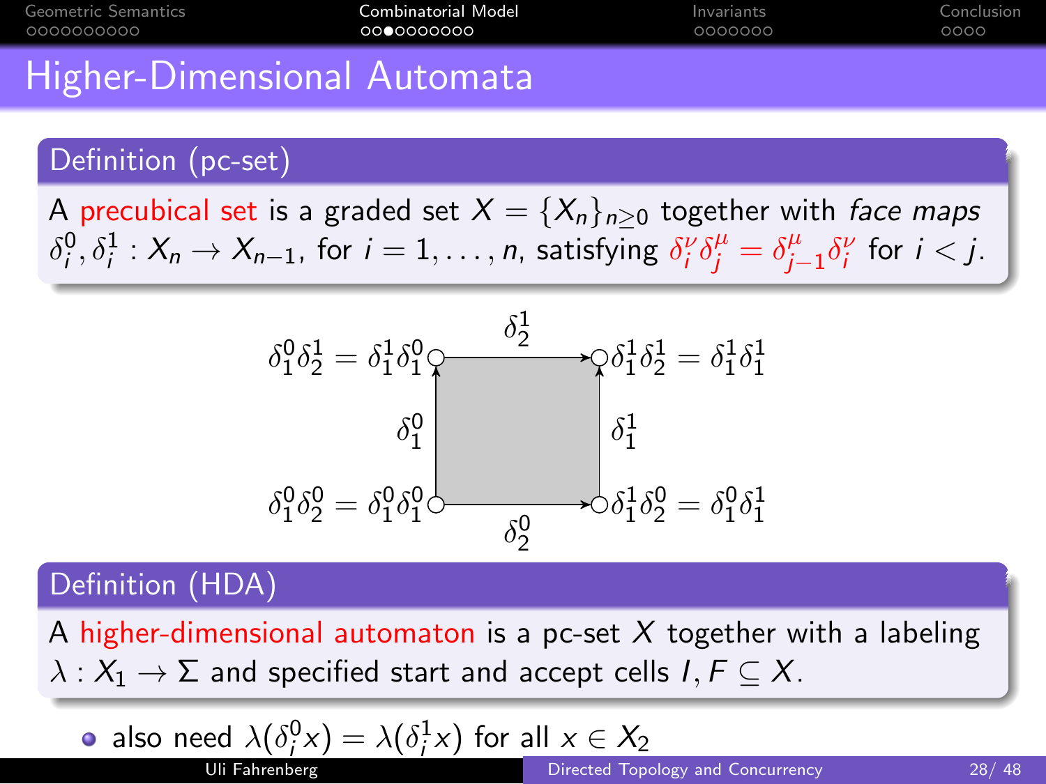# Higher-Dimensional Automata

### Definition (pc-set)

A precubical set is a graded set $X = \{X_n\}_{n \geq 0}$ together with *face maps* $\delta_i^0, \delta_i^1 : X_n \to X_{n-1}$, for $i = 1, \dots, n$, satisfying $\delta_i^\nu \delta_j^\mu = \delta_{j-1}^\mu \delta_i^\nu$ for $i < j$.

$\delta_1^0\delta_2^1 = \delta_1^1\delta_1^0$ $\delta_2^1$ $\delta_1^1\delta_2^1 = \delta_1^1\delta_1^1$

$\delta_1^0$ $\delta_1^1$

$\delta_1^0\delta_2^0 = \delta_1^0\delta_1^0$ $\delta_2^0$ $\delta_1^1\delta_2^0 = \delta_1^0\delta_1^1$

### Definition (HDA)

A higher-dimensional automaton is a pc-set $X$ together with a labeling $\lambda : X_1 \to \Sigma$ and specified start and accept cells $I, F \subseteq X$.

- also need $\lambda(\delta_i^0 x) = \lambda(\delta_i^1 x)$ for all $x \in X_2$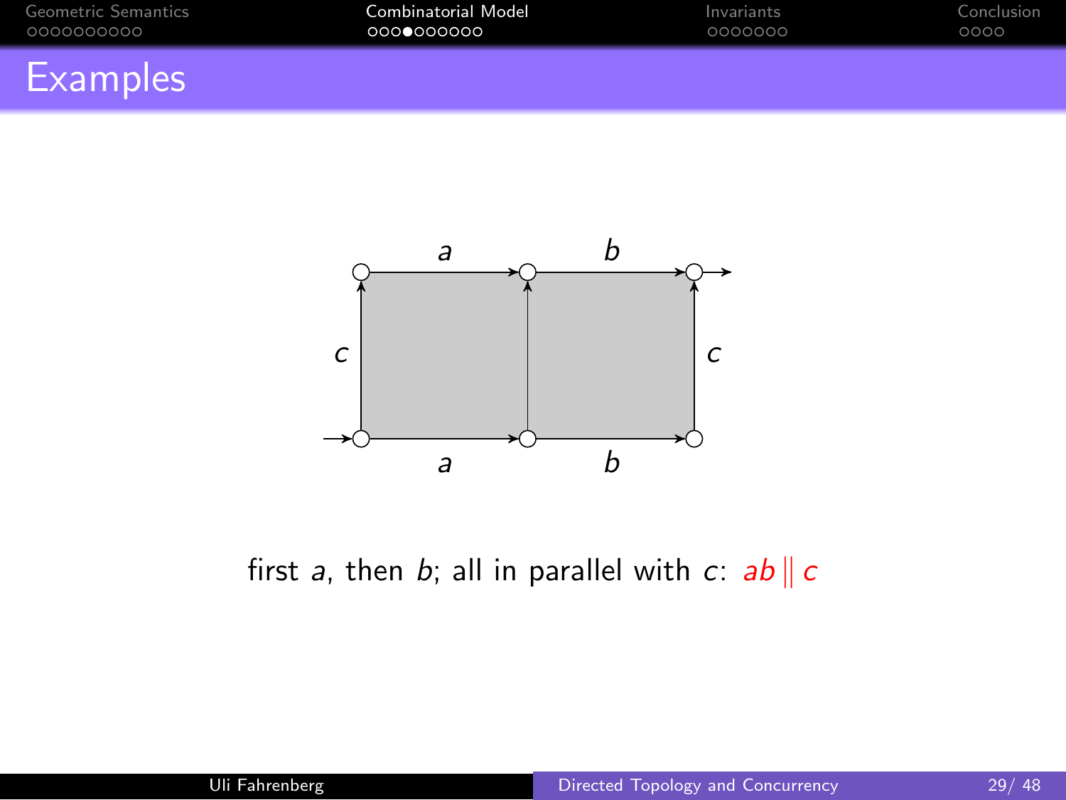# Examples

first $a$, then $b$; all in parallel with $c$: $ab \,\|\, c$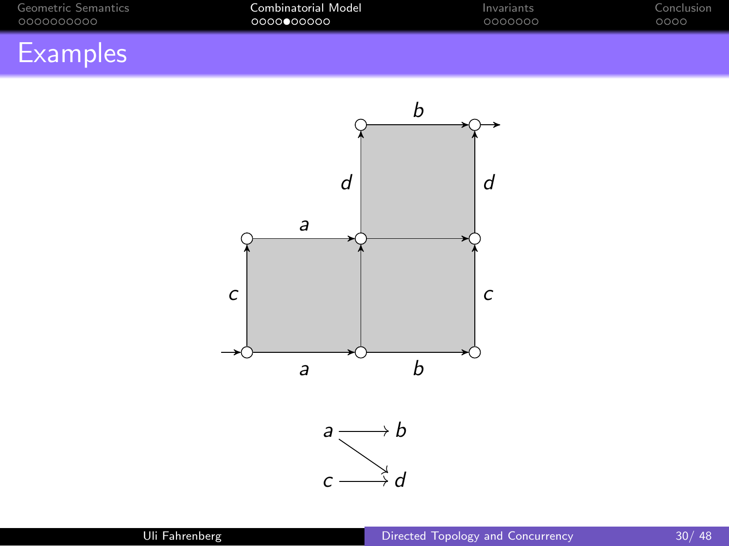# Examples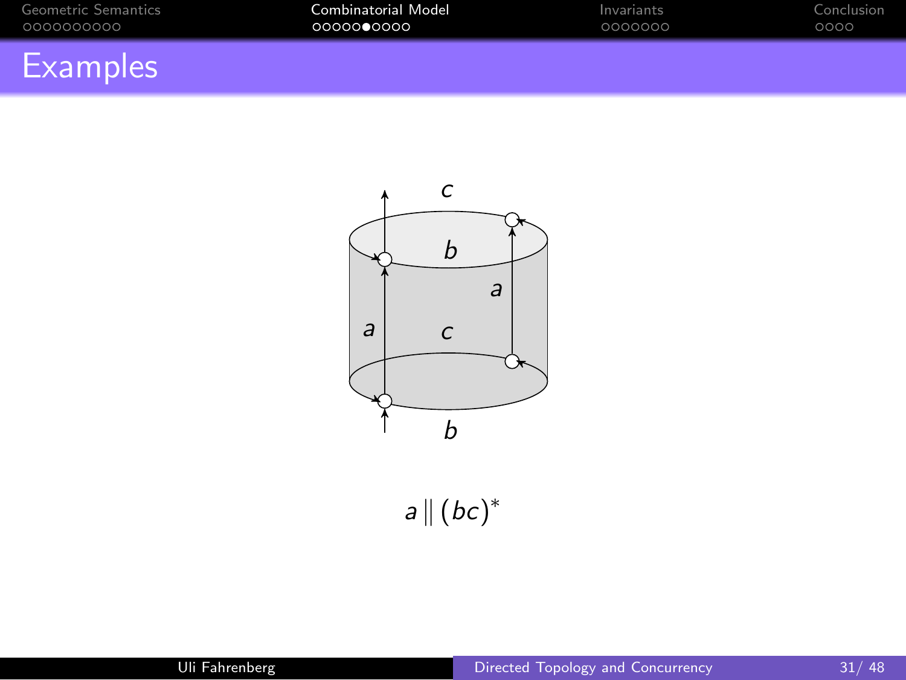# Examples

$$a \parallel (bc)^*$$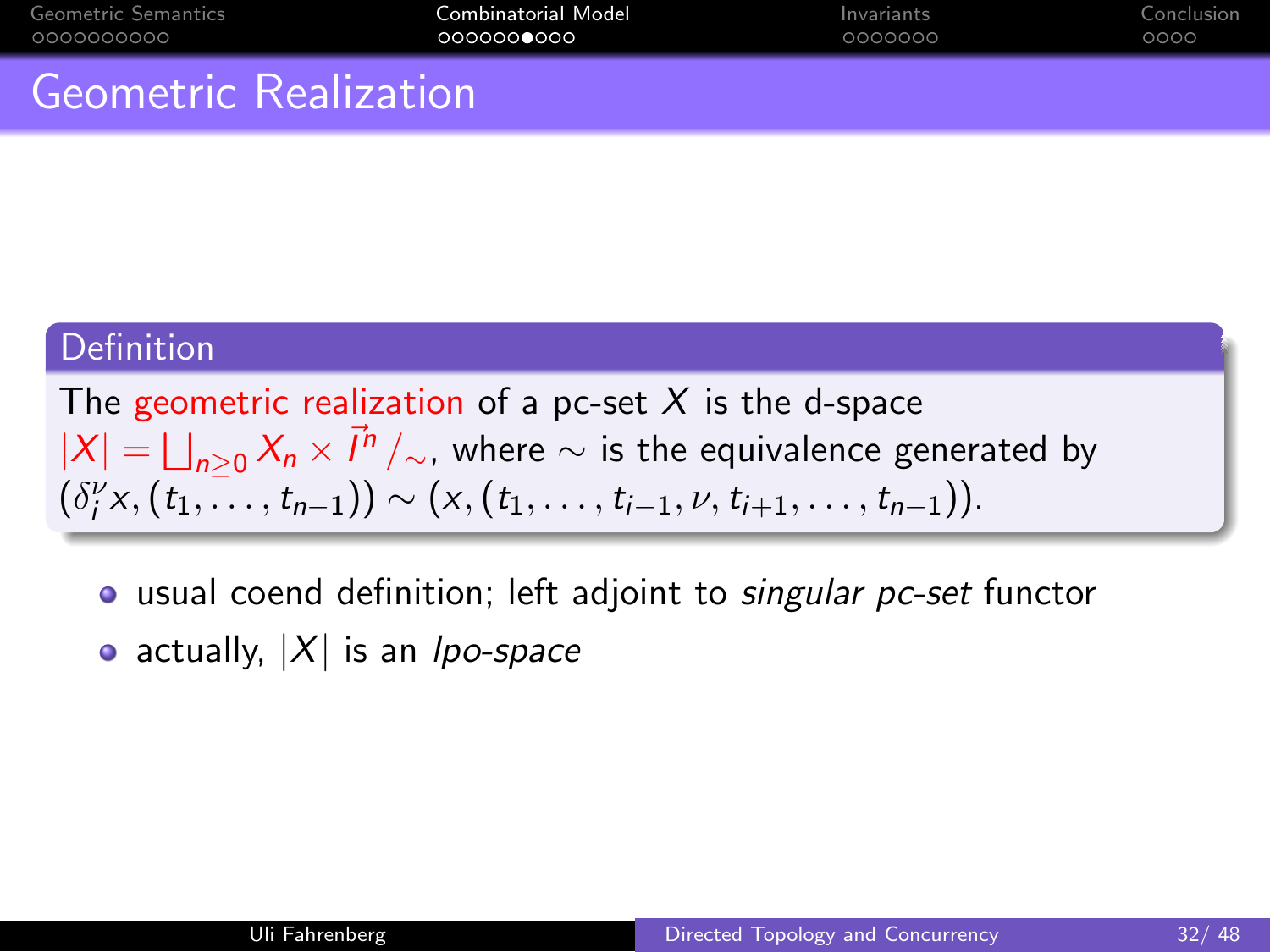# Geometric Realization

**Definition**

The geometric realization of a pc-set $X$ is the d-space $|X| = \bigsqcup_{n\geq 0} X_n \times \vec{I}^n /_{\sim}$, where $\sim$ is the equivalence generated by $(\delta_i^\nu x, (t_1, \dots, t_{n-1})) \sim (x, (t_1, \dots, t_{i-1}, \nu, t_{i+1}, \dots, t_{n-1}))$.

- usual coend definition; left adjoint to *singular pc-set* functor
- actually, $|X|$ is an *lpo-space*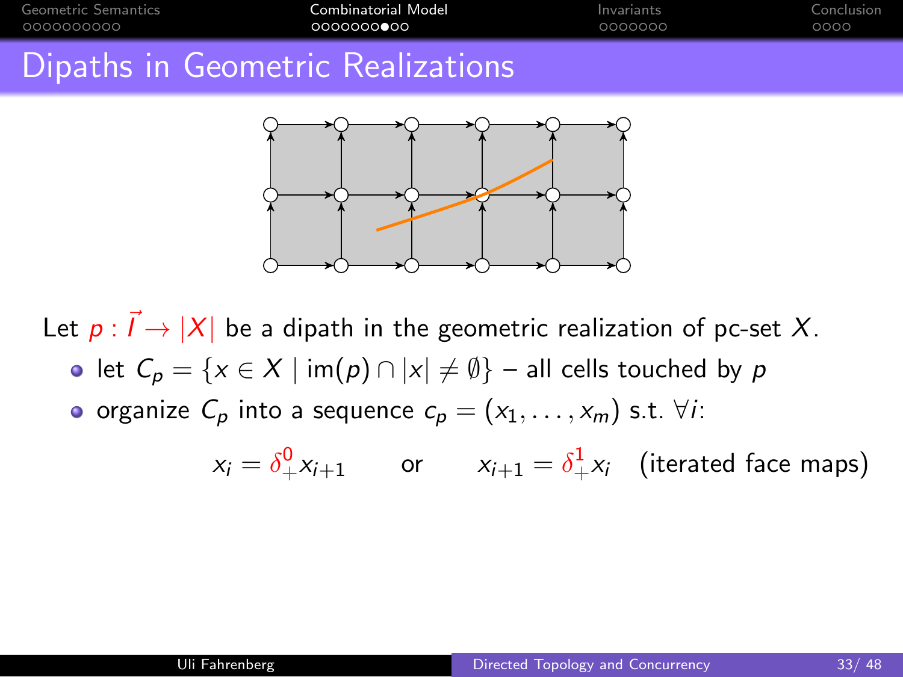# Dipaths in Geometric Realizations

Let $p : \vec{I} \to |X|$ be a dipath in the geometric realization of pc-set $X$.

- let $C_p = \{x \in X \mid \text{im}(p) \cap |x| \neq \emptyset\}$ – all cells touched by $p$
- organize $C_p$ into a sequence $c_p = (x_1, \dots, x_m)$ s.t. $\forall i$:

$$x_i = \delta_+^0 x_{i+1} \qquad \text{or} \qquad x_{i+1} = \delta_+^1 x_i \quad \text{(iterated face maps)}$$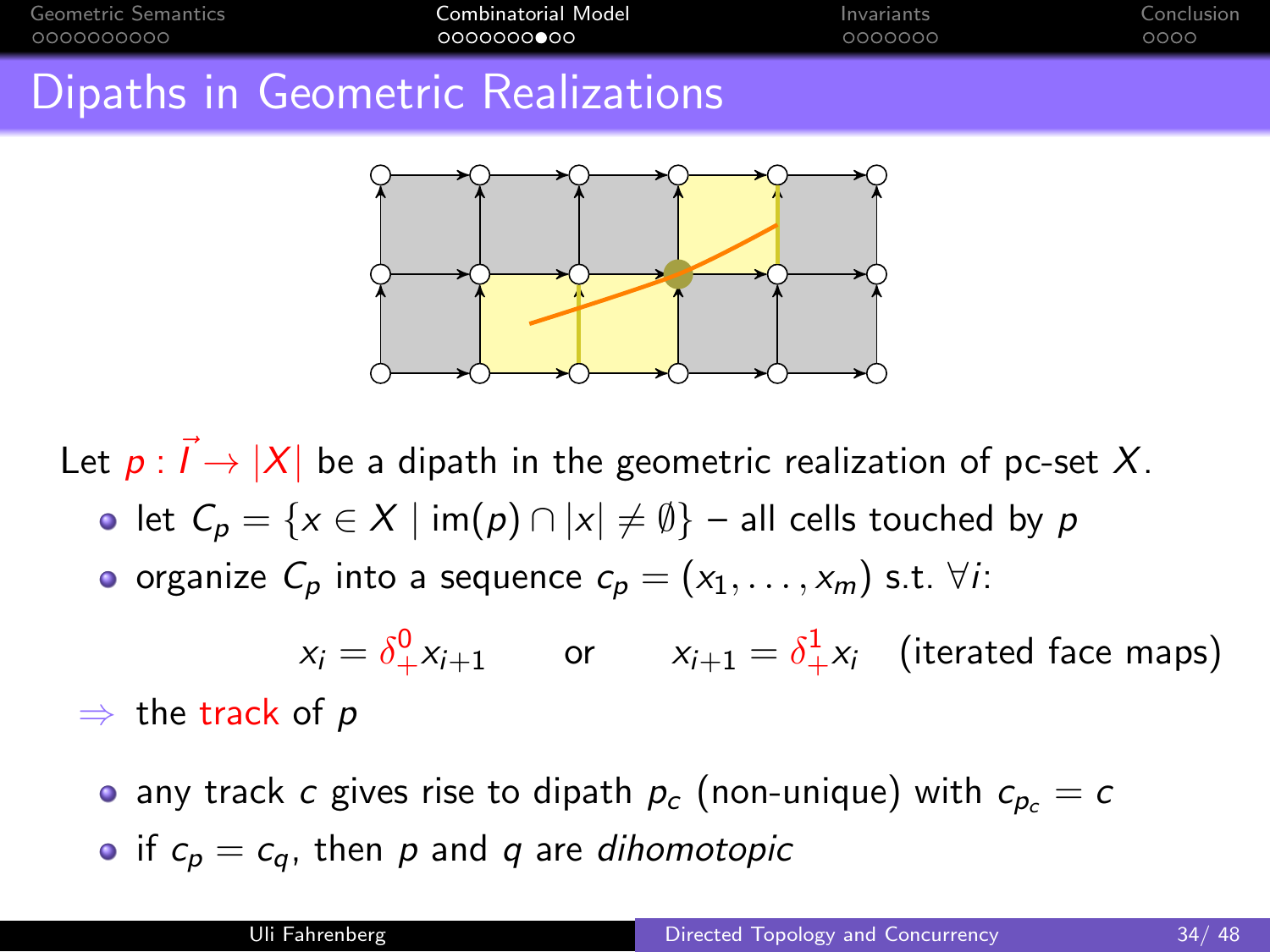# Dipaths in Geometric Realizations

Let $p : \vec{I} \to |X|$ be a dipath in the geometric realization of pc-set $X$.

- let $C_p = \{x \in X \mid \text{im}(p) \cap |x| \neq \emptyset\}$ – all cells touched by $p$
- organize $C_p$ into a sequence $c_p = (x_1, \dots, x_m)$ s.t. $\forall i$:

$$x_i = \delta_+^0 x_{i+1} \qquad \text{or} \qquad x_{i+1} = \delta_+^1 x_i \quad \text{(iterated face maps)}$$

$\Rightarrow$ the track of $p$

- any track $c$ gives rise to dipath $p_c$ (non-unique) with $c_{p_c} = c$
- if $c_p = c_q$, then $p$ and $q$ are *dihomotopic*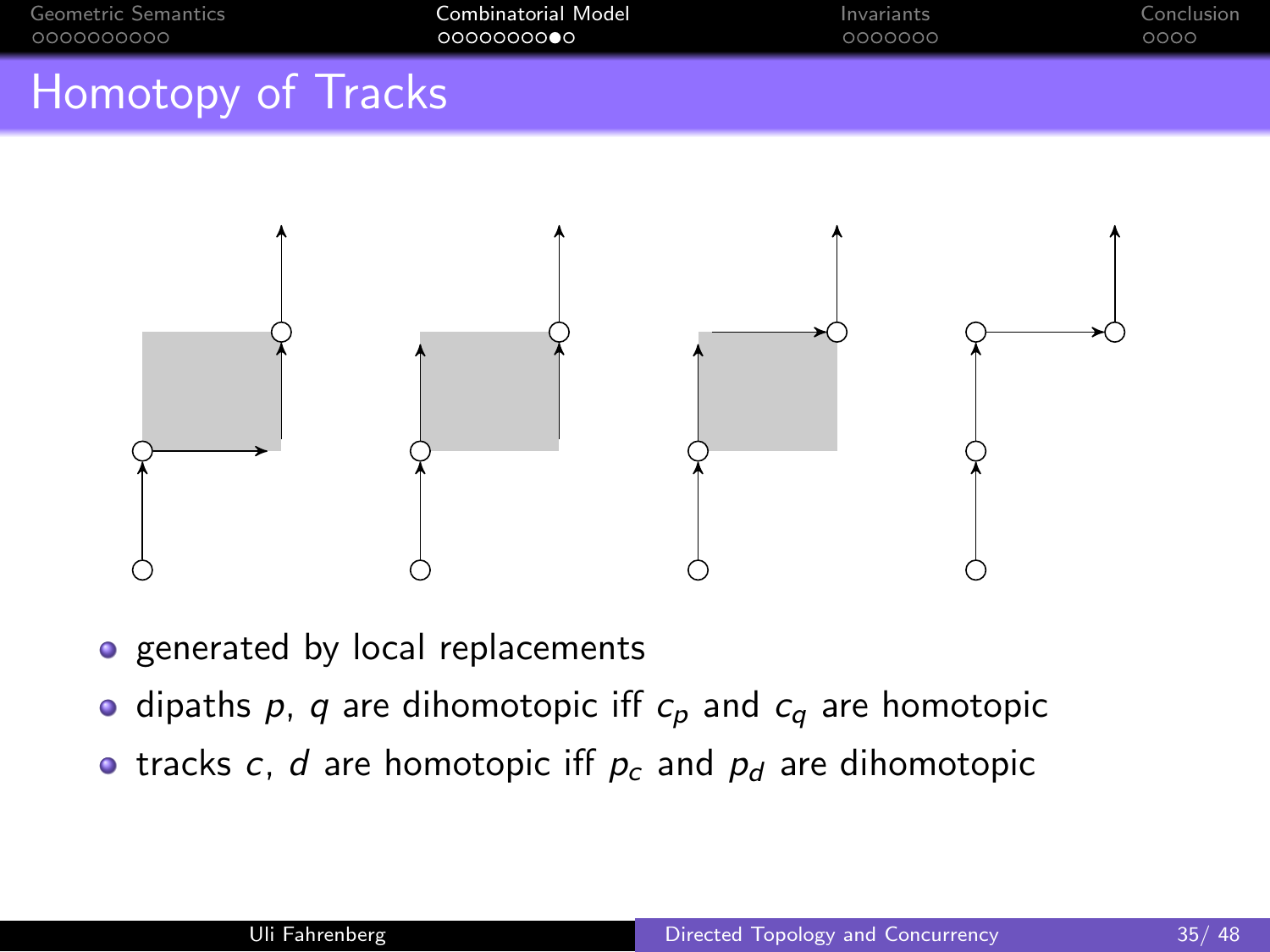# Homotopy of Tracks

- generated by local replacements
- dipaths $p$, $q$ are dihomotopic iff $c_p$ and $c_q$ are homotopic
- tracks $c$, $d$ are homotopic iff $p_c$ and $p_d$ are dihomotopic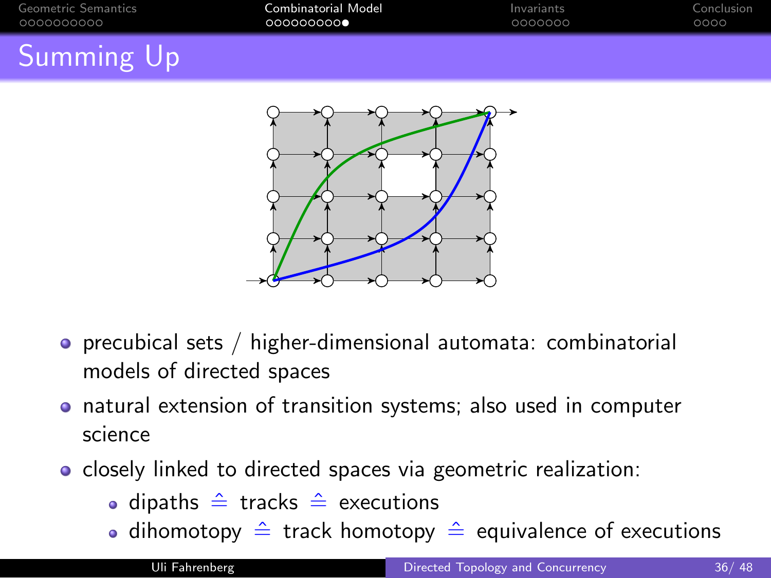# Summing Up

- precubical sets / higher-dimensional automata: combinatorial models of directed spaces
- natural extension of transition systems; also used in computer science
- closely linked to directed spaces via geometric realization:
  - dipaths $\hat{=}$ tracks $\hat{=}$ executions
  - dihomotopy $\hat{=}$ track homotopy $\hat{=}$ equivalence of executions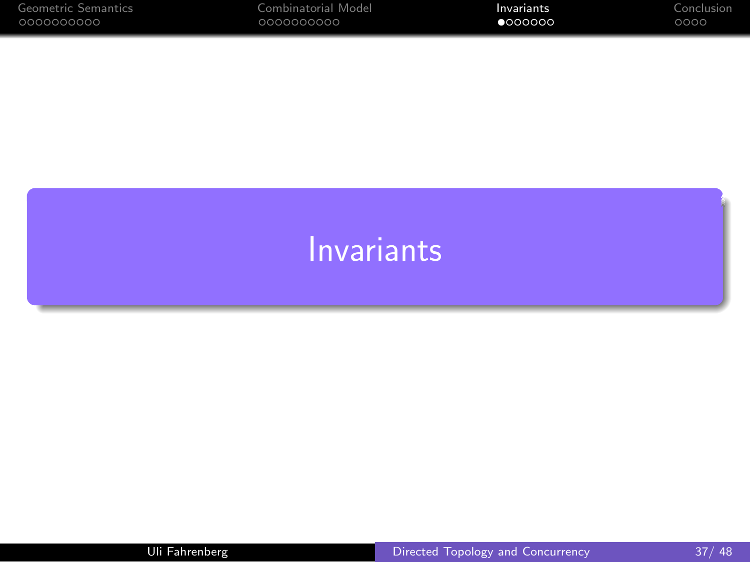# Invariants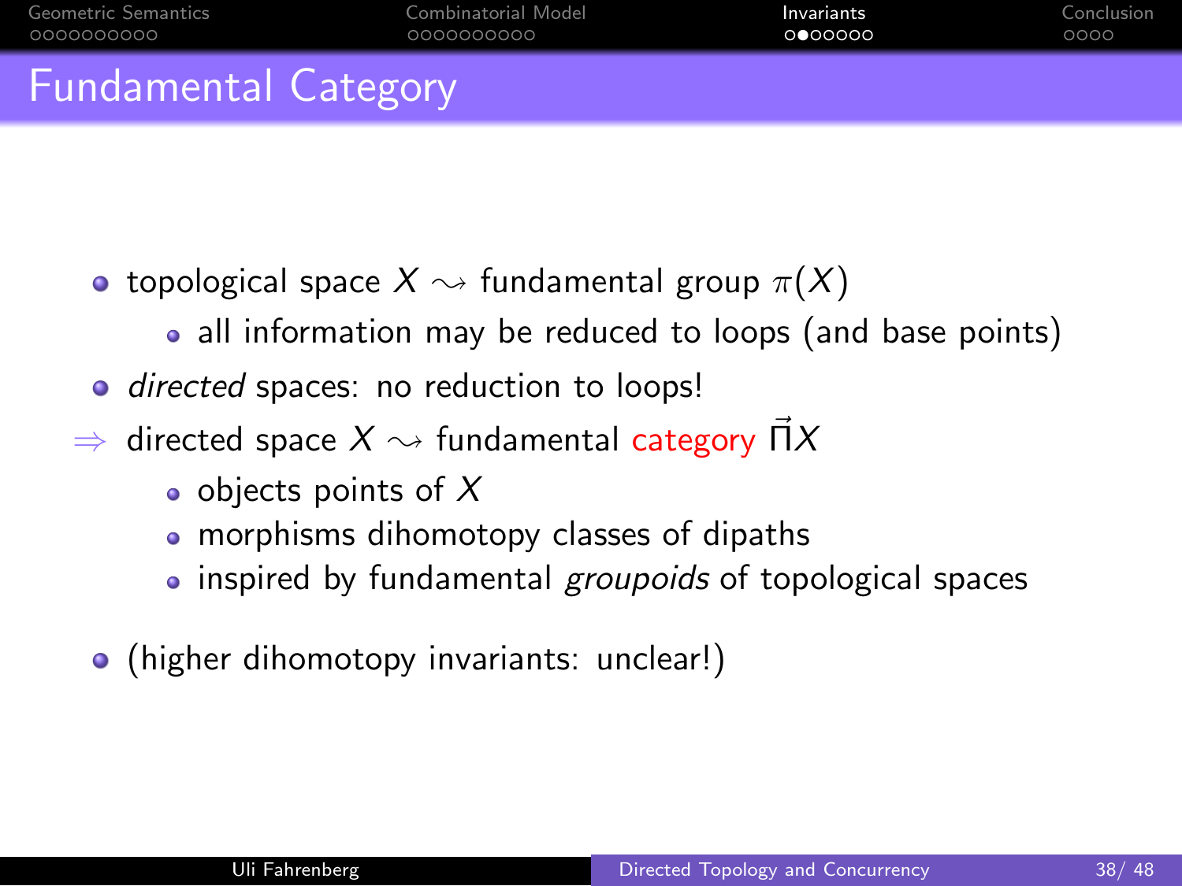# Fundamental Category

- topological space $X \rightsquigarrow$ fundamental group $\pi(X)$
  - all information may be reduced to loops (and base points)
- *directed* spaces: no reduction to loops!

$\Rightarrow$ directed space $X \rightsquigarrow$ fundamental category $\vec{\Pi}X$

  - objects points of $X$
  - morphisms dihomotopy classes of dipaths
  - inspired by fundamental *groupoids* of topological spaces

- (higher dihomotopy invariants: unclear!)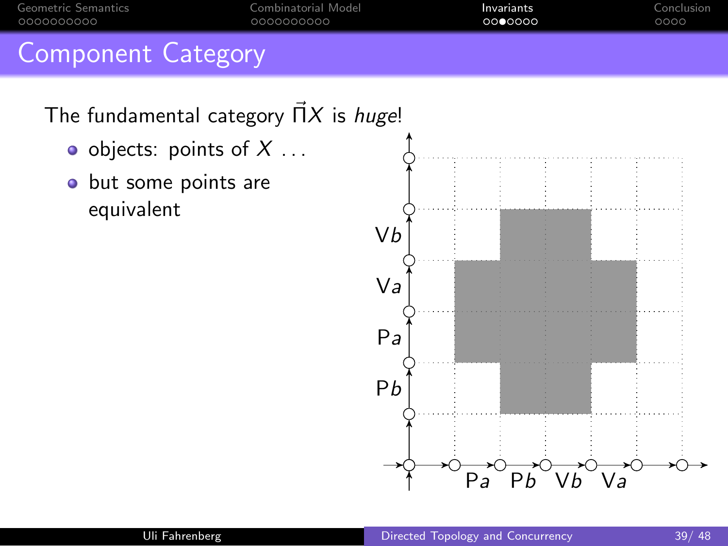# Component Category

The fundamental category $\vec{\Pi}X$ is *huge*!

- objects: points of $X$ ...
- but some points are equivalent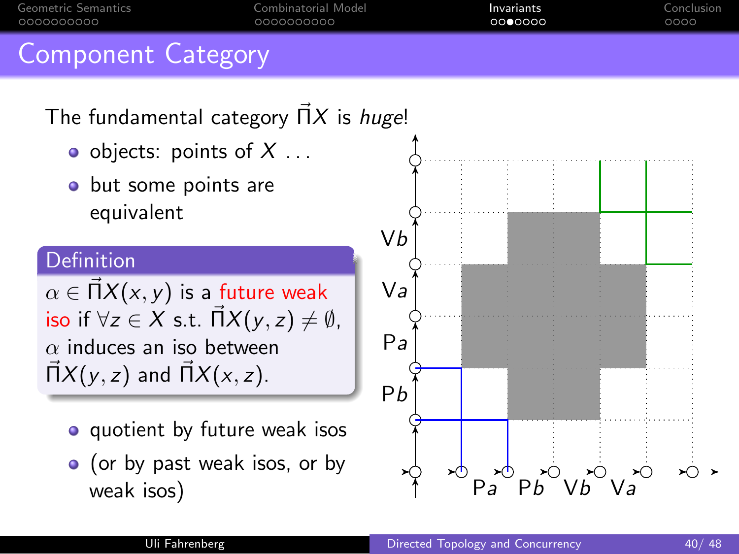# Component Category

The fundamental category $\vec{\Pi}X$ is *huge*!

- objects: points of $X$ ...
- but some points are equivalent

**Definition**

$\alpha \in \vec{\Pi}X(x, y)$ is a future weak iso if $\forall z \in X$ s.t. $\vec{\Pi}X(y, z) \neq \emptyset$, $\alpha$ induces an iso between $\vec{\Pi}X(y, z)$ and $\vec{\Pi}X(x, z)$.

- quotient by future weak isos
- (or by past weak isos, or by weak isos)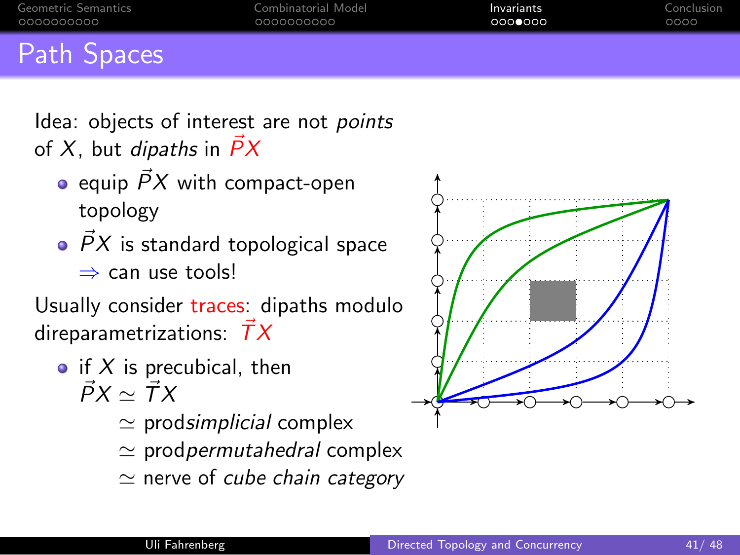# Path Spaces

Idea: objects of interest are not *points* of $X$, but *dipaths* in $\vec{P}X$

- equip $\vec{P}X$ with compact-open topology
- $\vec{P}X$ is standard topological space
  $\Rightarrow$ can use tools!

Usually consider traces: dipaths modulo direparametrizations: $\vec{T}X$

- if $X$ is precubical, then
  $\vec{P}X \simeq \vec{T}X$
  $\simeq$ prod*simplicial* complex
  $\simeq$ prod*permutahedral* complex
  $\simeq$ nerve of *cube chain category*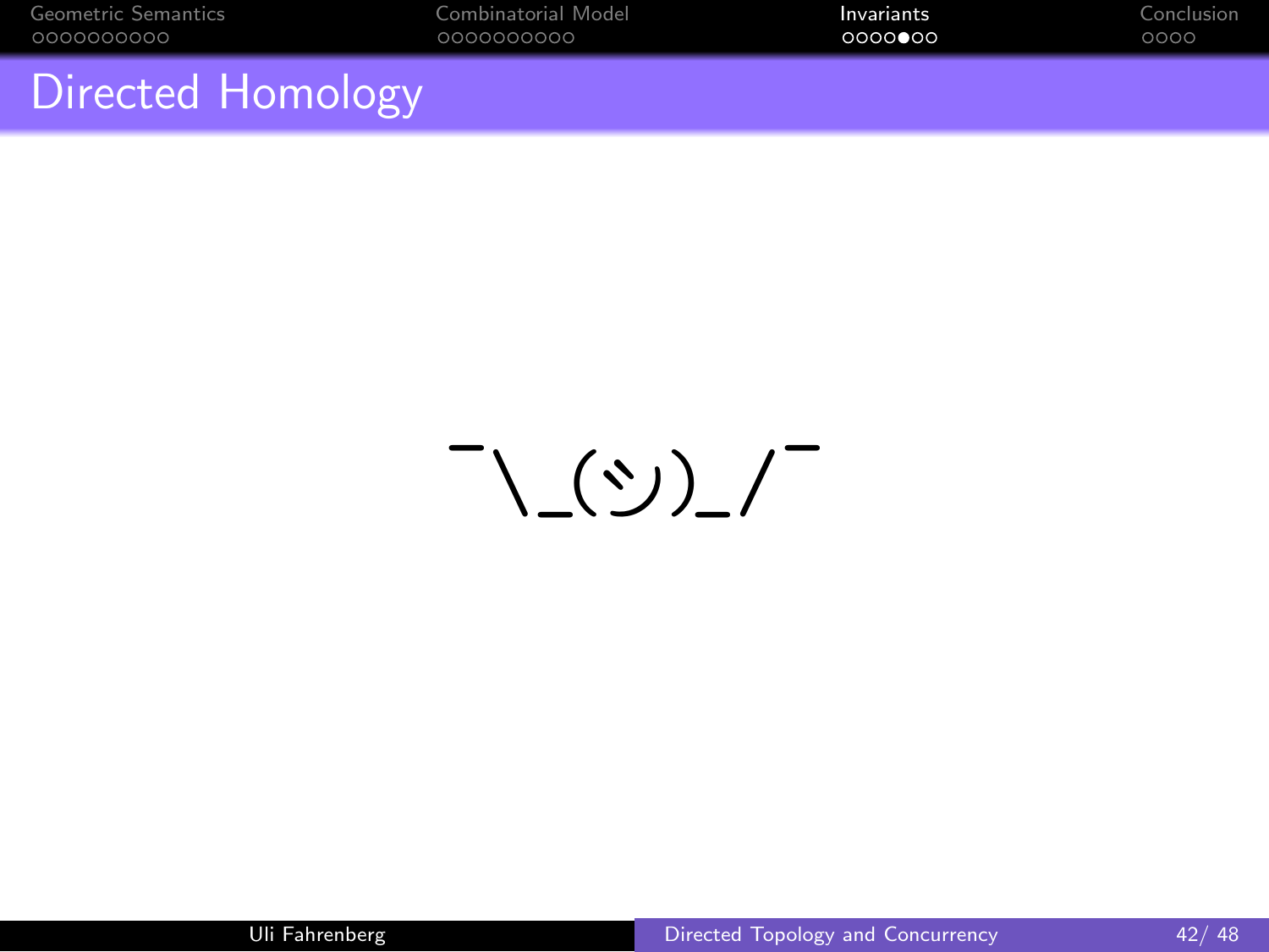# Directed Homology

¯\_(ツ)_/¯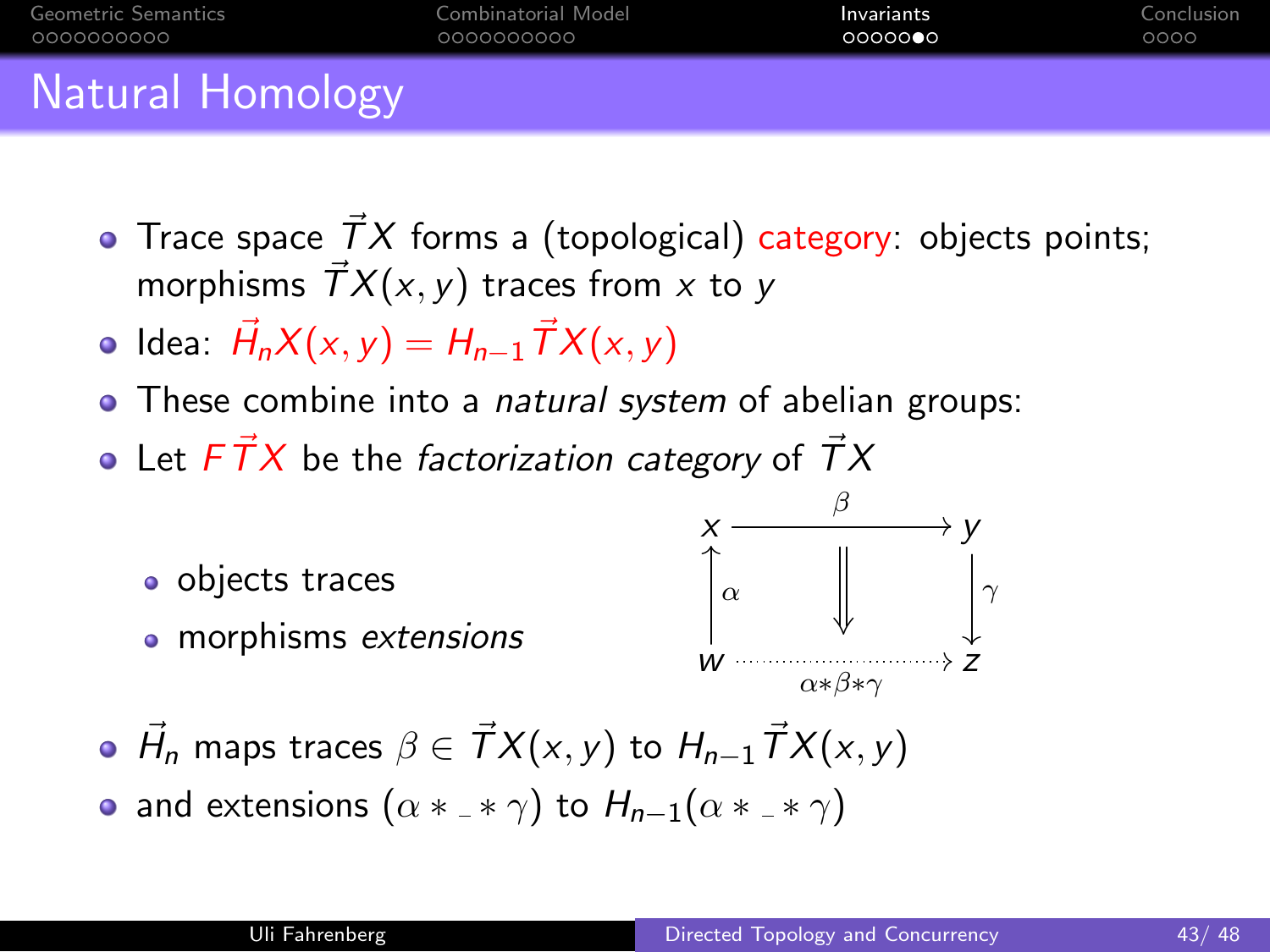# Natural Homology

- Trace space $\vec{T}X$ forms a (topological) category: objects points; morphisms $\vec{T}X(x,y)$ traces from $x$ to $y$
- Idea: $\vec{H}_n X(x,y) = H_{n-1}\vec{T}X(x,y)$
- These combine into a *natural system* of abelian groups:
- Let $F\vec{T}X$ be the *factorization category* of $\vec{T}X$
  - objects traces
  - morphisms *extensions*

$$
\begin{array}{ccc}
x & \xrightarrow{\beta} & y \\
\uparrow{\scriptstyle\alpha} & \Downarrow & \downarrow{\scriptstyle\gamma} \\
w & \xrightarrow[\alpha*\beta*\gamma]{} & z
\end{array}
$$

- $\vec{H}_n$ maps traces $\beta \in \vec{T}X(x,y)$ to $H_{n-1}\vec{T}X(x,y)$
- and extensions $(\alpha * \_ * \gamma)$ to $H_{n-1}(\alpha * \_ * \gamma)$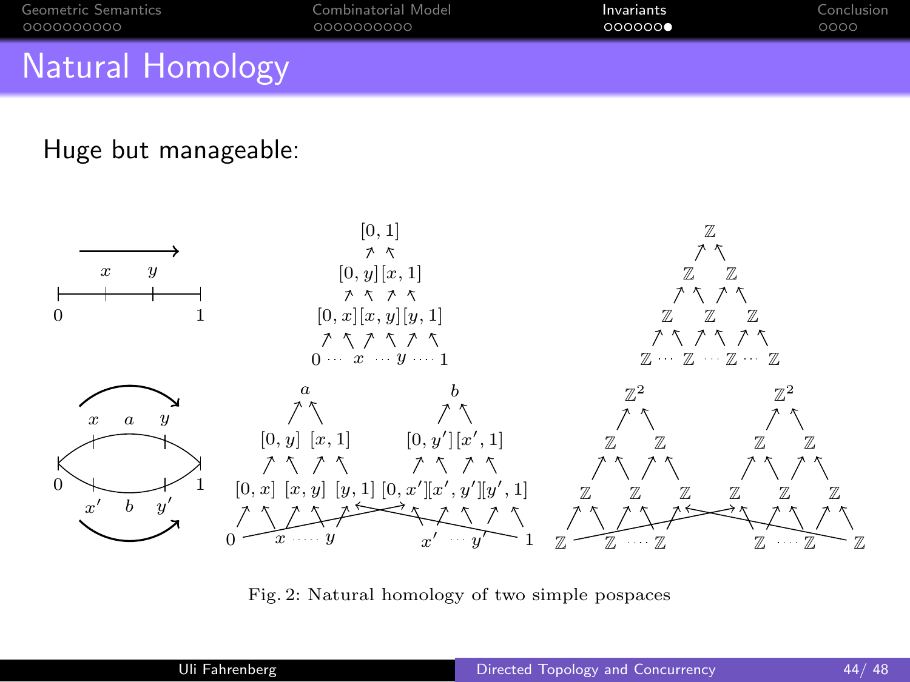# Natural Homology

Huge but manageable:

Fig. 2: Natural homology of two simple pospaces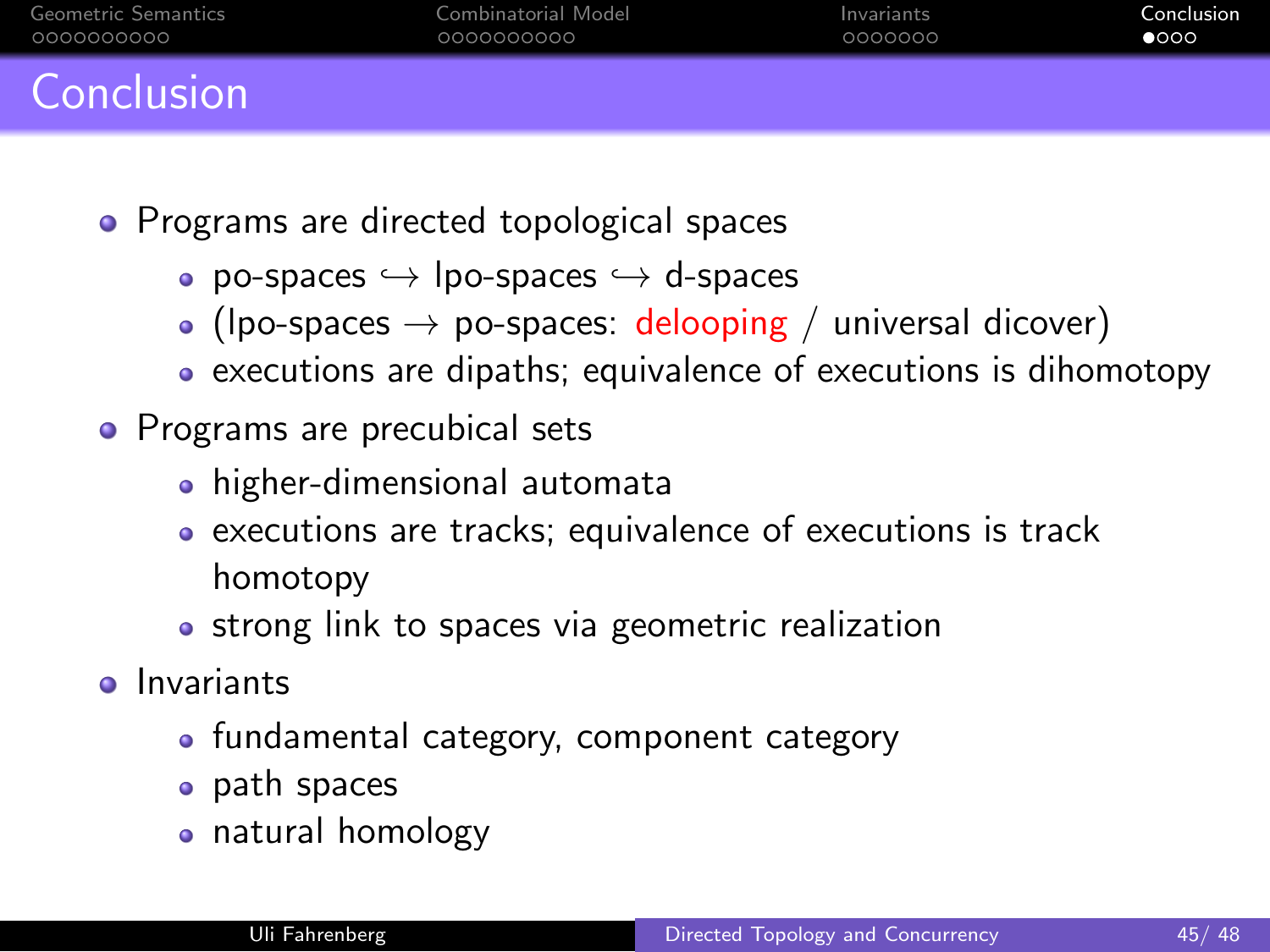# Conclusion

- Programs are directed topological spaces
  - po-spaces $\hookrightarrow$ lpo-spaces $\hookrightarrow$ d-spaces
  - (lpo-spaces $\to$ po-spaces: delooping / universal dicover)
  - executions are dipaths; equivalence of executions is dihomotopy
- Programs are precubical sets
  - higher-dimensional automata
  - executions are tracks; equivalence of executions is track homotopy
  - strong link to spaces via geometric realization
- Invariants
  - fundamental category, component category
  - path spaces
  - natural homology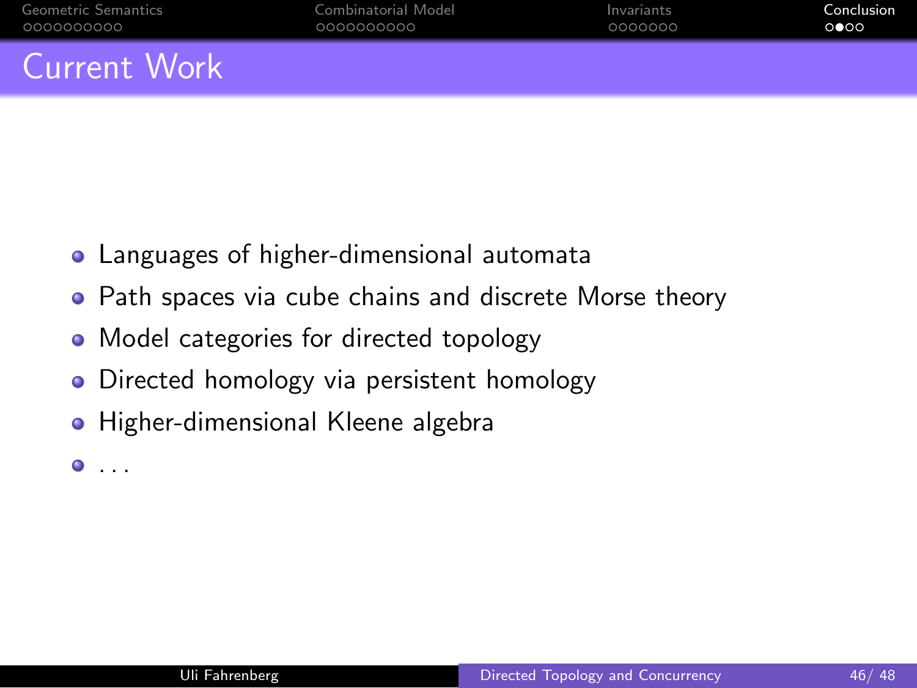# Current Work

- Languages of higher-dimensional automata
- Path spaces via cube chains and discrete Morse theory
- Model categories for directed topology
- Directed homology via persistent homology
- Higher-dimensional Kleene algebra
- ...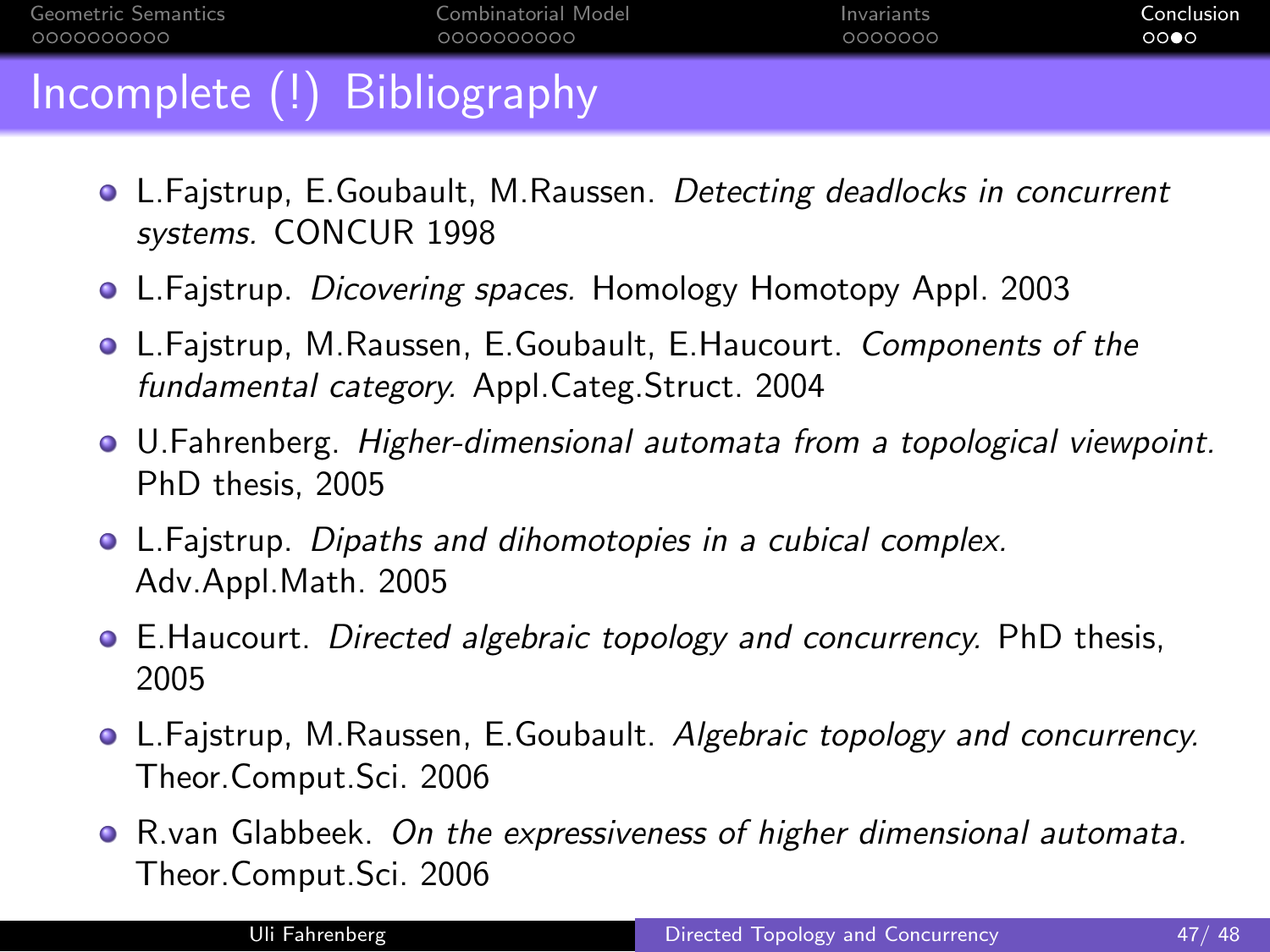# Incomplete (!) Bibliography

- L.Fajstrup, E.Goubault, M.Raussen. *Detecting deadlocks in concurrent systems.* CONCUR 1998
- L.Fajstrup. *Dicovering spaces.* Homology Homotopy Appl. 2003
- L.Fajstrup, M.Raussen, E.Goubault, E.Haucourt. *Components of the fundamental category.* Appl.Categ.Struct. 2004
- U.Fahrenberg. *Higher-dimensional automata from a topological viewpoint.* PhD thesis, 2005
- L.Fajstrup. *Dipaths and dihomotopies in a cubical complex.* Adv.Appl.Math. 2005
- E.Haucourt. *Directed algebraic topology and concurrency.* PhD thesis, 2005
- L.Fajstrup, M.Raussen, E.Goubault. *Algebraic topology and concurrency.* Theor.Comput.Sci. 2006
- R.van Glabbeek. *On the expressiveness of higher dimensional automata.* Theor.Comput.Sci. 2006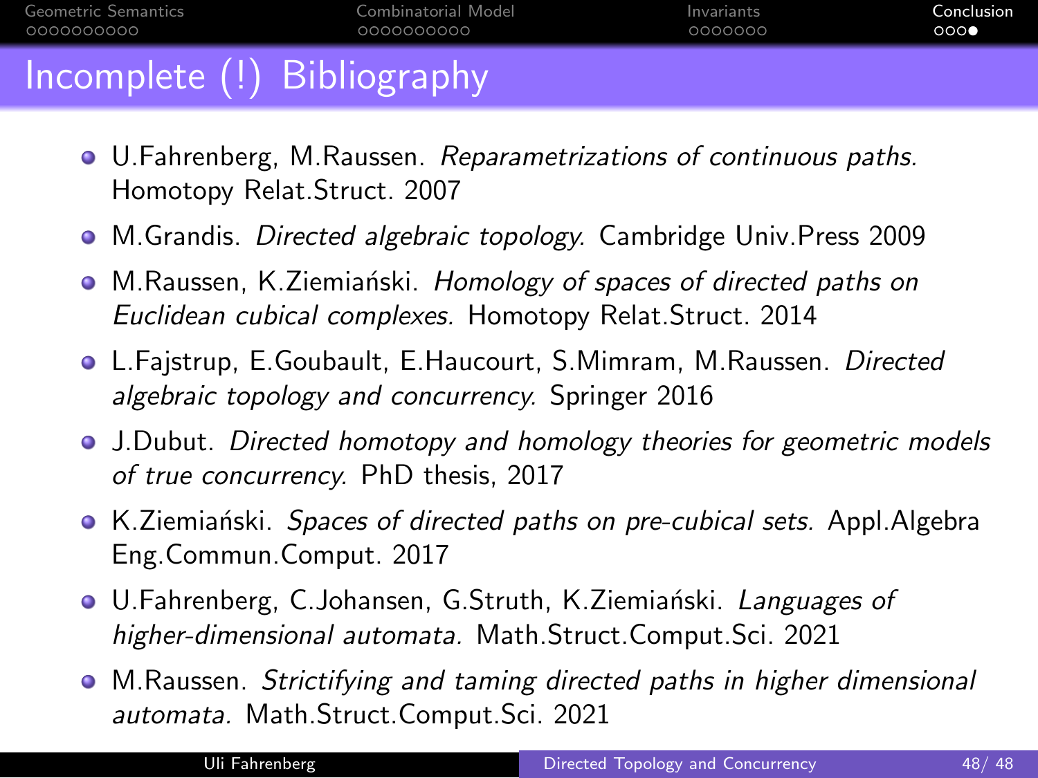# Incomplete (!) Bibliography

- U.Fahrenberg, M.Raussen. *Reparametrizations of continuous paths.* Homotopy Relat.Struct. 2007
- M.Grandis. *Directed algebraic topology.* Cambridge Univ.Press 2009
- M.Raussen, K.Ziemiański. *Homology of spaces of directed paths on Euclidean cubical complexes.* Homotopy Relat.Struct. 2014
- L.Fajstrup, E.Goubault, E.Haucourt, S.Mimram, M.Raussen. *Directed algebraic topology and concurrency.* Springer 2016
- J.Dubut. *Directed homotopy and homology theories for geometric models of true concurrency.* PhD thesis, 2017
- K.Ziemiański. *Spaces of directed paths on pre-cubical sets.* Appl.Algebra Eng.Commun.Comput. 2017
- U.Fahrenberg, C.Johansen, G.Struth, K.Ziemiański. *Languages of higher-dimensional automata.* Math.Struct.Comput.Sci. 2021
- M.Raussen. *Strictifying and taming directed paths in higher dimensional automata.* Math.Struct.Comput.Sci. 2021